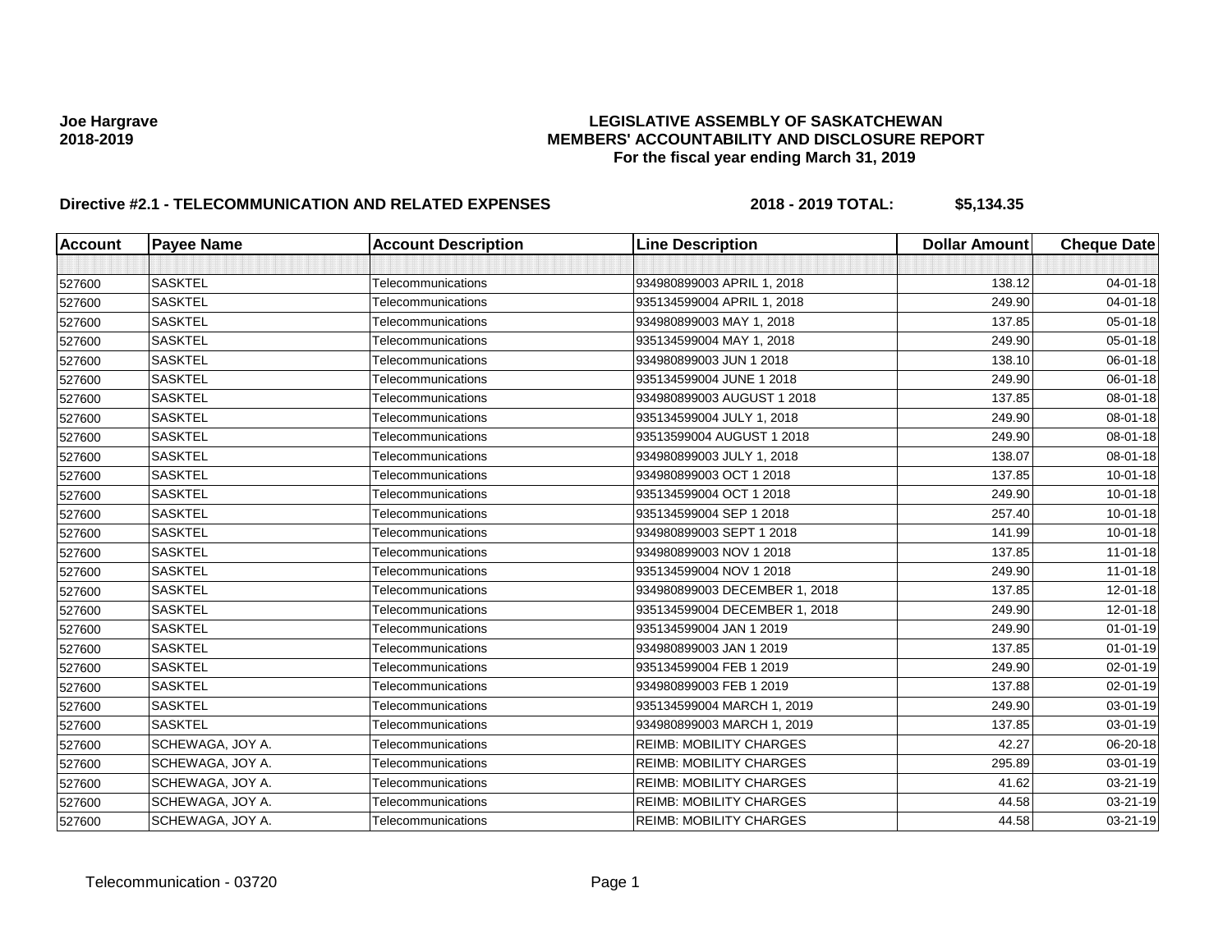**Joe Hargrave**
**2018-2019**

# LEGISLATIVE ASSEMBLY OF SASKATCHEWAN
## MEMBERS' ACCOUNTABILITY AND DISCLOSURE REPORT
### For the fiscal year ending March 31, 2019

**Directive #2.1 - TELECOMMUNICATION AND RELATED EXPENSES** **2018 - 2019 TOTAL: $5,134.35**

| Account | Payee Name | Account Description | Line Description | Dollar Amount | Cheque Date |
|---|---|---|---|---|---|
| | | | | | |
| 527600 | SASKTEL | Telecommunications | 934980899003 APRIL 1, 2018 | 138.12 | 04-01-18 |
| 527600 | SASKTEL | Telecommunications | 935134599004 APRIL 1, 2018 | 249.90 | 04-01-18 |
| 527600 | SASKTEL | Telecommunications | 934980899003 MAY 1, 2018 | 137.85 | 05-01-18 |
| 527600 | SASKTEL | Telecommunications | 935134599004 MAY 1, 2018 | 249.90 | 05-01-18 |
| 527600 | SASKTEL | Telecommunications | 934980899003 JUN 1 2018 | 138.10 | 06-01-18 |
| 527600 | SASKTEL | Telecommunications | 935134599004 JUNE 1 2018 | 249.90 | 06-01-18 |
| 527600 | SASKTEL | Telecommunications | 934980899003 AUGUST 1 2018 | 137.85 | 08-01-18 |
| 527600 | SASKTEL | Telecommunications | 935134599004 JULY 1, 2018 | 249.90 | 08-01-18 |
| 527600 | SASKTEL | Telecommunications | 93513599004 AUGUST 1 2018 | 249.90 | 08-01-18 |
| 527600 | SASKTEL | Telecommunications | 934980899003 JULY 1, 2018 | 138.07 | 08-01-18 |
| 527600 | SASKTEL | Telecommunications | 934980899003 OCT 1 2018 | 137.85 | 10-01-18 |
| 527600 | SASKTEL | Telecommunications | 935134599004 OCT 1 2018 | 249.90 | 10-01-18 |
| 527600 | SASKTEL | Telecommunications | 935134599004 SEP 1 2018 | 257.40 | 10-01-18 |
| 527600 | SASKTEL | Telecommunications | 934980899003 SEPT 1 2018 | 141.99 | 10-01-18 |
| 527600 | SASKTEL | Telecommunications | 934980899003 NOV 1 2018 | 137.85 | 11-01-18 |
| 527600 | SASKTEL | Telecommunications | 935134599004 NOV 1 2018 | 249.90 | 11-01-18 |
| 527600 | SASKTEL | Telecommunications | 934980899003 DECEMBER 1, 2018 | 137.85 | 12-01-18 |
| 527600 | SASKTEL | Telecommunications | 935134599004 DECEMBER 1, 2018 | 249.90 | 12-01-18 |
| 527600 | SASKTEL | Telecommunications | 935134599004 JAN 1 2019 | 249.90 | 01-01-19 |
| 527600 | SASKTEL | Telecommunications | 934980899003 JAN 1 2019 | 137.85 | 01-01-19 |
| 527600 | SASKTEL | Telecommunications | 935134599004 FEB 1 2019 | 249.90 | 02-01-19 |
| 527600 | SASKTEL | Telecommunications | 934980899003 FEB 1 2019 | 137.88 | 02-01-19 |
| 527600 | SASKTEL | Telecommunications | 935134599004 MARCH 1, 2019 | 249.90 | 03-01-19 |
| 527600 | SASKTEL | Telecommunications | 934980899003 MARCH 1, 2019 | 137.85 | 03-01-19 |
| 527600 | SCHEWAGA, JOY A. | Telecommunications | REIMB: MOBILITY CHARGES | 42.27 | 06-20-18 |
| 527600 | SCHEWAGA, JOY A. | Telecommunications | REIMB: MOBILITY CHARGES | 295.89 | 03-01-19 |
| 527600 | SCHEWAGA, JOY A. | Telecommunications | REIMB: MOBILITY CHARGES | 41.62 | 03-21-19 |
| 527600 | SCHEWAGA, JOY A. | Telecommunications | REIMB: MOBILITY CHARGES | 44.58 | 03-21-19 |
| 527600 | SCHEWAGA, JOY A. | Telecommunications | REIMB: MOBILITY CHARGES | 44.58 | 03-21-19 |

Telecommunication - 03720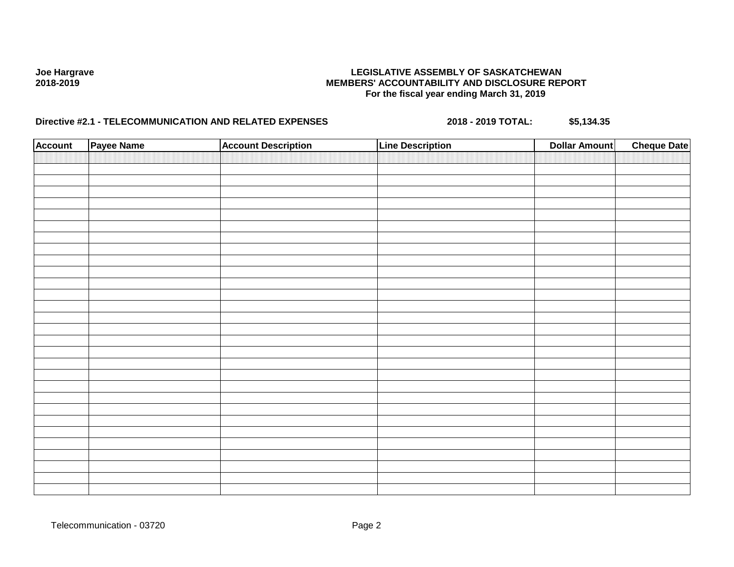**Joe Hargrave**
**2018-2019**

**LEGISLATIVE ASSEMBLY OF SASKATCHEWAN**
**MEMBERS' ACCOUNTABILITY AND DISCLOSURE REPORT**
**For the fiscal year ending March 31, 2019**

**Directive #2.1 - TELECOMMUNICATION AND RELATED EXPENSES** **2018 - 2019 TOTAL:** **$5,134.35**

| Account | Payee Name | Account Description | Line Description | Dollar Amount | Cheque Date |
|---|---|---|---|---|---|
| | | | | | |

Telecommunication - 03720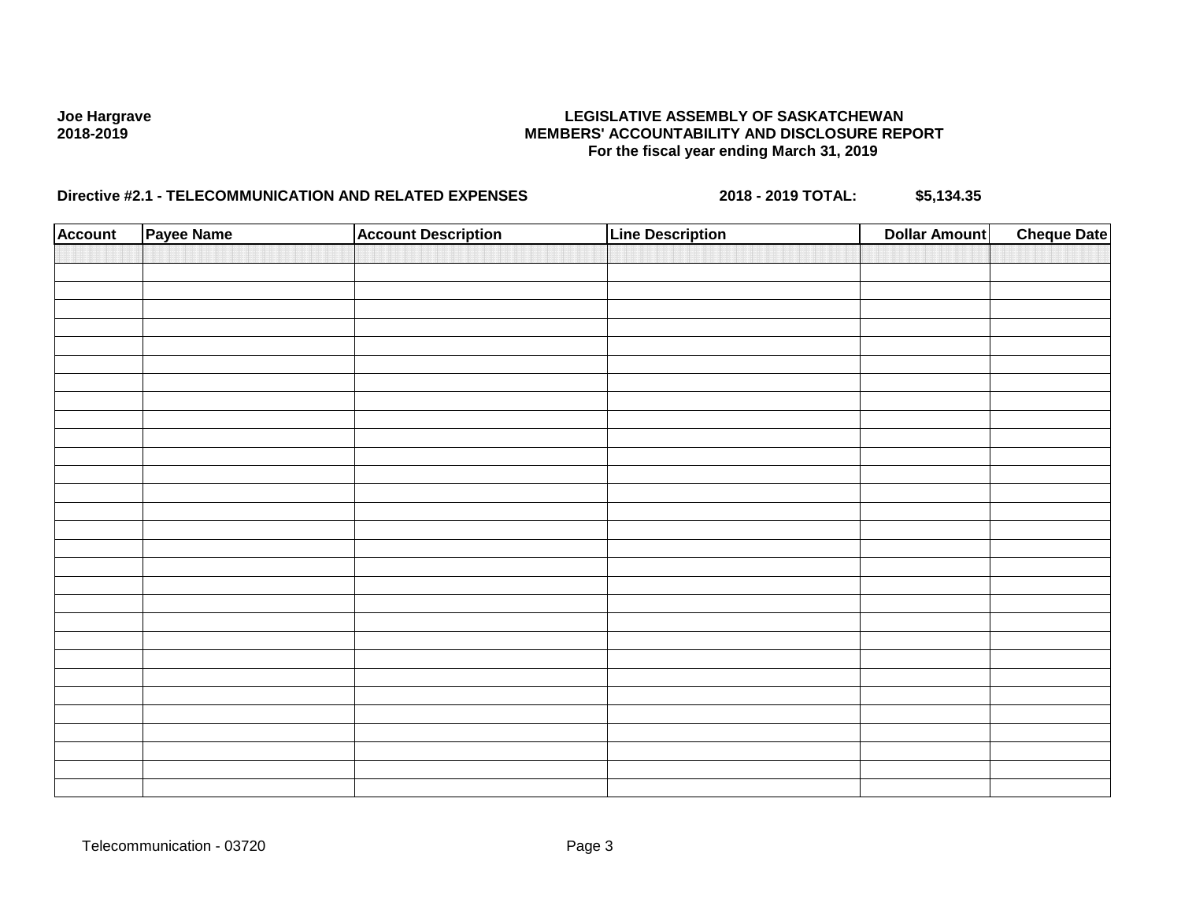**Joe Hargrave**
**2018-2019**

**LEGISLATIVE ASSEMBLY OF SASKATCHEWAN**
**MEMBERS' ACCOUNTABILITY AND DISCLOSURE REPORT**
**For the fiscal year ending March 31, 2019**

**Directive #2.1 - TELECOMMUNICATION AND RELATED EXPENSES** **2018 - 2019 TOTAL:** **$5,134.35**

| Account | Payee Name | Account Description | Line Description | Dollar Amount | Cheque Date |
|---|---|---|---|---|---|
| | | | | | |

Telecommunication - 03720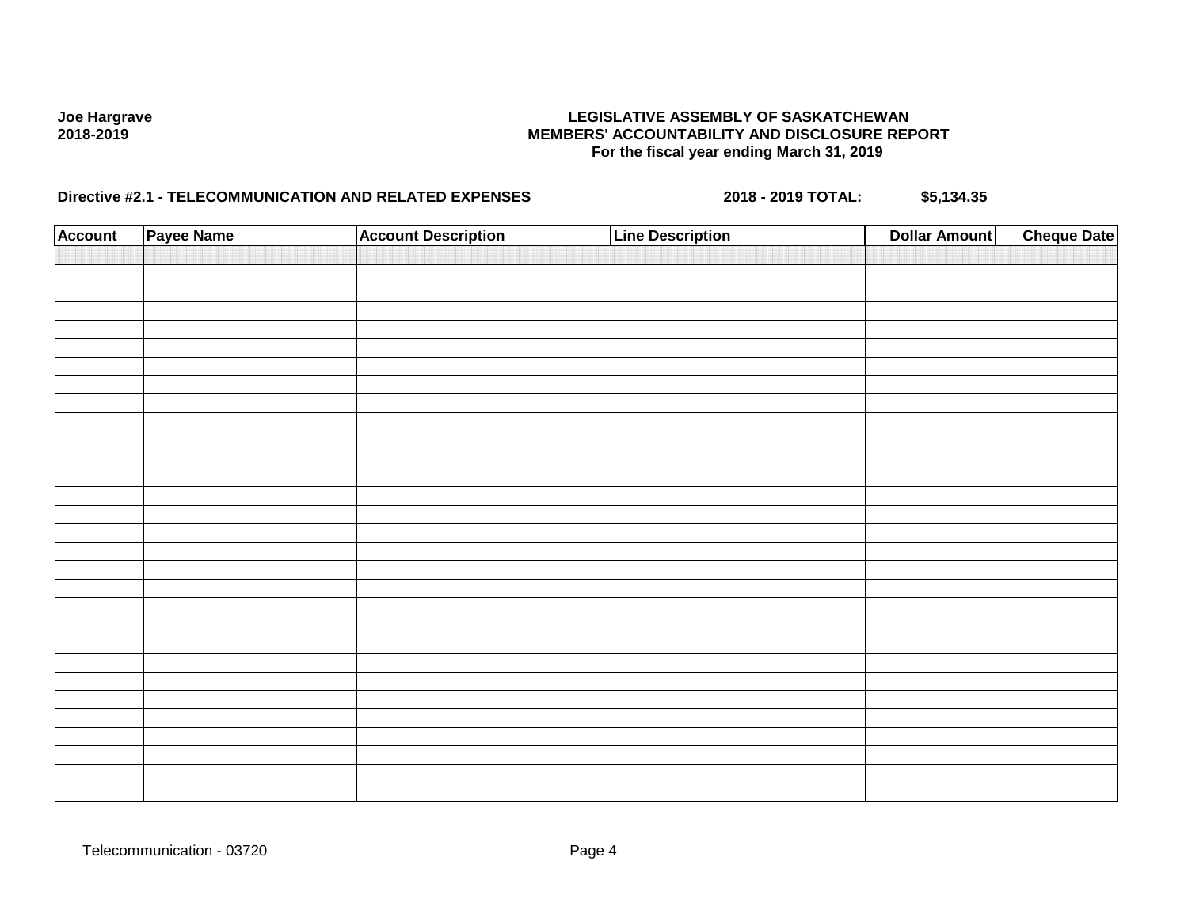Joe Hargrave
2018-2019

**LEGISLATIVE ASSEMBLY OF SASKATCHEWAN**
**MEMBERS' ACCOUNTABILITY AND DISCLOSURE REPORT**
**For the fiscal year ending March 31, 2019**

**Directive #2.1 - TELECOMMUNICATION AND RELATED EXPENSES** **2018 - 2019 TOTAL: $5,134.35**

| Account | Payee Name | Account Description | Line Description | Dollar Amount | Cheque Date |
|---|---|---|---|---|---|
| | | | | | |

Telecommunication - 03720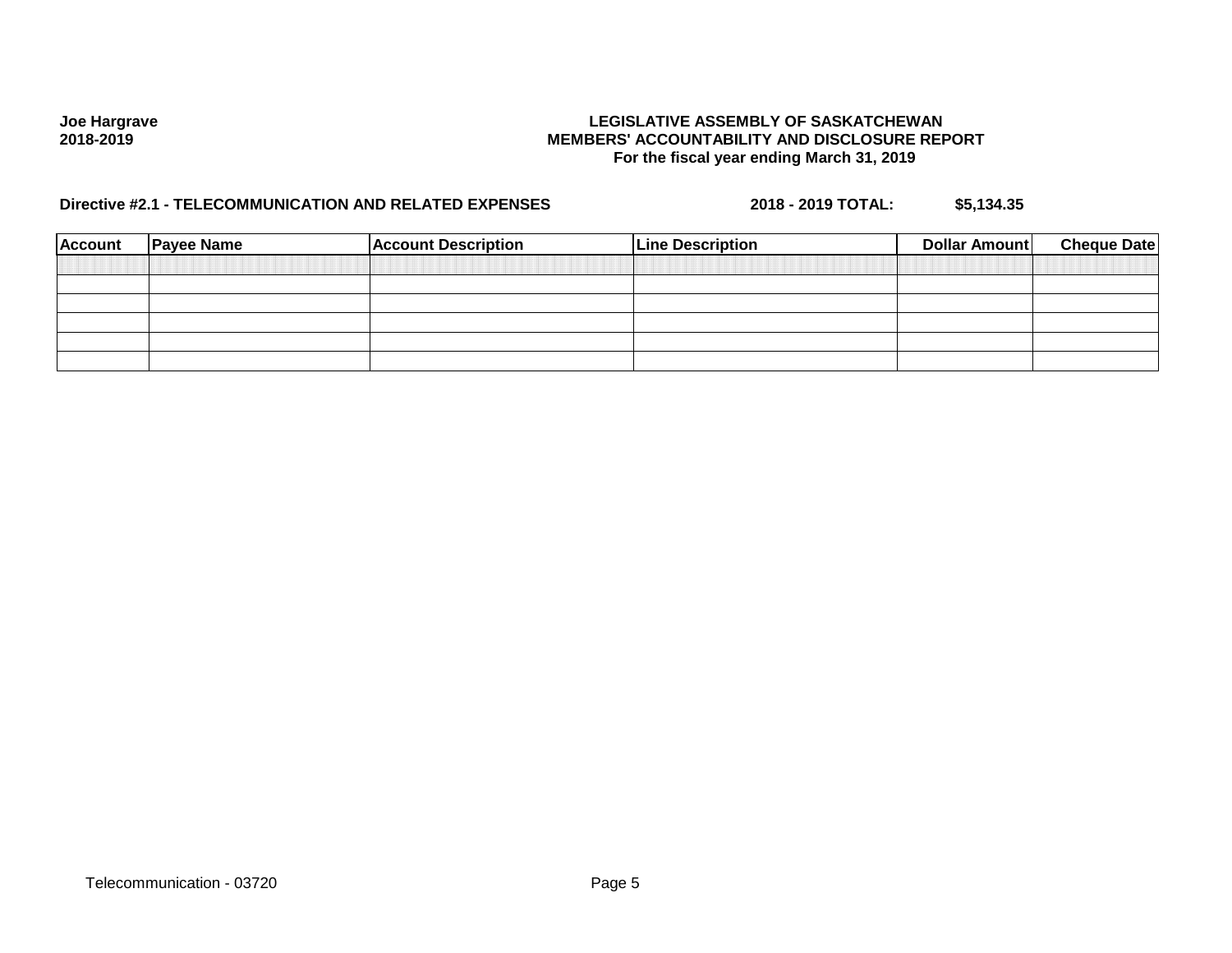Joe Hargrave
2018-2019

**LEGISLATIVE ASSEMBLY OF SASKATCHEWAN**
**MEMBERS' ACCOUNTABILITY AND DISCLOSURE REPORT**
**For the fiscal year ending March 31, 2019**

**Directive #2.1 - TELECOMMUNICATION AND RELATED EXPENSES** **2018 - 2019 TOTAL: $5,134.35**

| Account | Payee Name | Account Description | Line Description | Dollar Amount | Cheque Date |
|---|---|---|---|---|---|
| | | | | | |
| | | | | | |
| | | | | | |
| | | | | | |
| | | | | | |
| | | | | | |

Telecommunication - 03720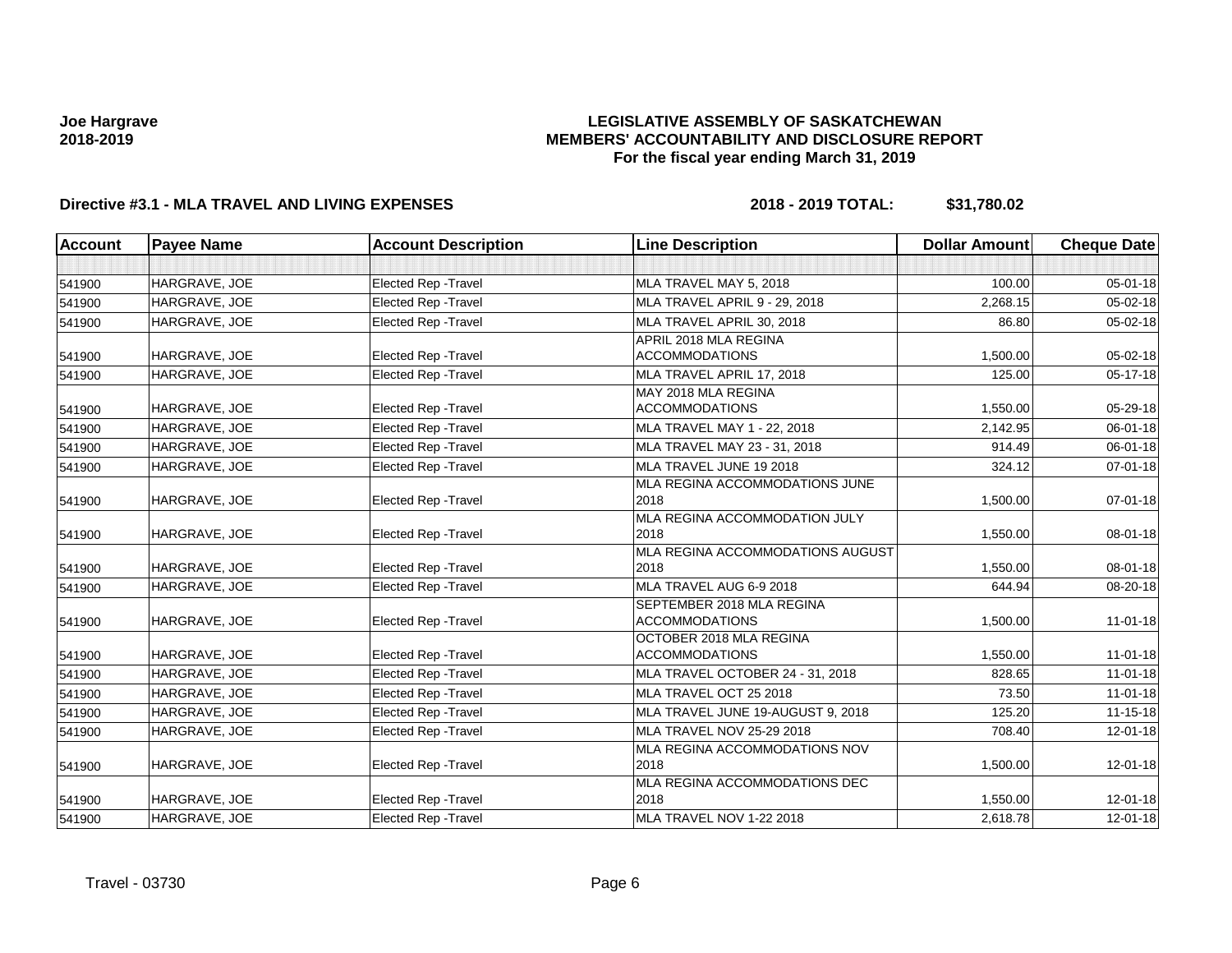**Joe Hargrave**
**2018-2019**

# LEGISLATIVE ASSEMBLY OF SASKATCHEWAN
## MEMBERS' ACCOUNTABILITY AND DISCLOSURE REPORT
### For the fiscal year ending March 31, 2019

**Directive #3.1 - MLA TRAVEL AND LIVING EXPENSES** **2018 - 2019 TOTAL: $31,780.02**

| Account | Payee Name | Account Description | Line Description | Dollar Amount | Cheque Date |
|---|---|---|---|---|---|
| | | | | | |
| 541900 | HARGRAVE, JOE | Elected Rep -Travel | MLA TRAVEL MAY 5, 2018 | 100.00 | 05-01-18 |
| 541900 | HARGRAVE, JOE | Elected Rep -Travel | MLA TRAVEL APRIL 9 - 29, 2018 | 2,268.15 | 05-02-18 |
| 541900 | HARGRAVE, JOE | Elected Rep -Travel | MLA TRAVEL APRIL 30, 2018 | 86.80 | 05-02-18 |
| 541900 | HARGRAVE, JOE | Elected Rep -Travel | APRIL 2018 MLA REGINA ACCOMMODATIONS | 1,500.00 | 05-02-18 |
| 541900 | HARGRAVE, JOE | Elected Rep -Travel | MLA TRAVEL APRIL 17, 2018 | 125.00 | 05-17-18 |
| 541900 | HARGRAVE, JOE | Elected Rep -Travel | MAY 2018 MLA REGINA ACCOMMODATIONS | 1,550.00 | 05-29-18 |
| 541900 | HARGRAVE, JOE | Elected Rep -Travel | MLA TRAVEL MAY 1 - 22, 2018 | 2,142.95 | 06-01-18 |
| 541900 | HARGRAVE, JOE | Elected Rep -Travel | MLA TRAVEL MAY 23 - 31, 2018 | 914.49 | 06-01-18 |
| 541900 | HARGRAVE, JOE | Elected Rep -Travel | MLA TRAVEL JUNE 19 2018 | 324.12 | 07-01-18 |
| 541900 | HARGRAVE, JOE | Elected Rep -Travel | MLA REGINA ACCOMMODATIONS JUNE 2018 | 1,500.00 | 07-01-18 |
| 541900 | HARGRAVE, JOE | Elected Rep -Travel | MLA REGINA ACCOMMODATION JULY 2018 | 1,550.00 | 08-01-18 |
| 541900 | HARGRAVE, JOE | Elected Rep -Travel | MLA REGINA ACCOMMODATIONS AUGUST 2018 | 1,550.00 | 08-01-18 |
| 541900 | HARGRAVE, JOE | Elected Rep -Travel | MLA TRAVEL AUG 6-9 2018 | 644.94 | 08-20-18 |
| 541900 | HARGRAVE, JOE | Elected Rep -Travel | SEPTEMBER 2018 MLA REGINA ACCOMMODATIONS | 1,500.00 | 11-01-18 |
| 541900 | HARGRAVE, JOE | Elected Rep -Travel | OCTOBER 2018 MLA REGINA ACCOMMODATIONS | 1,550.00 | 11-01-18 |
| 541900 | HARGRAVE, JOE | Elected Rep -Travel | MLA TRAVEL OCTOBER 24 - 31, 2018 | 828.65 | 11-01-18 |
| 541900 | HARGRAVE, JOE | Elected Rep -Travel | MLA TRAVEL OCT 25 2018 | 73.50 | 11-01-18 |
| 541900 | HARGRAVE, JOE | Elected Rep -Travel | MLA TRAVEL JUNE 19-AUGUST 9, 2018 | 125.20 | 11-15-18 |
| 541900 | HARGRAVE, JOE | Elected Rep -Travel | MLA TRAVEL NOV 25-29 2018 | 708.40 | 12-01-18 |
| 541900 | HARGRAVE, JOE | Elected Rep -Travel | MLA REGINA ACCOMMODATIONS NOV 2018 | 1,500.00 | 12-01-18 |
| 541900 | HARGRAVE, JOE | Elected Rep -Travel | MLA REGINA ACCOMMODATIONS DEC 2018 | 1,550.00 | 12-01-18 |
| 541900 | HARGRAVE, JOE | Elected Rep -Travel | MLA TRAVEL NOV 1-22 2018 | 2,618.78 | 12-01-18 |

Travel - 03730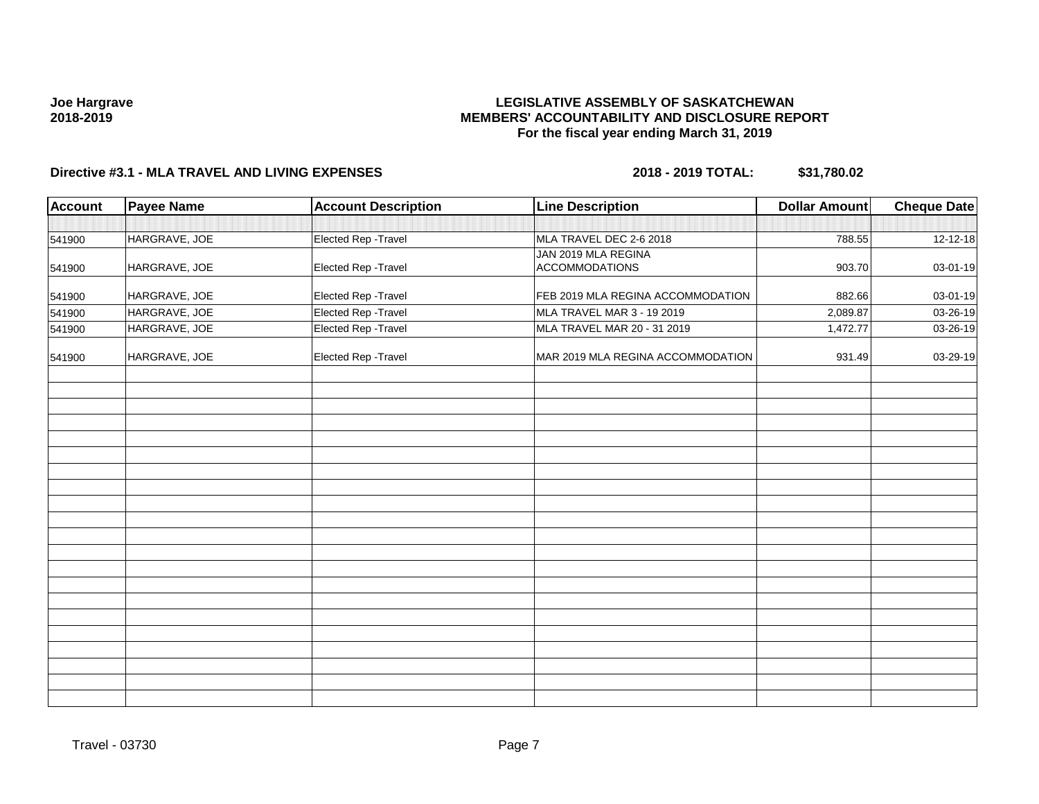**Joe Hargrave**
**2018-2019**

**LEGISLATIVE ASSEMBLY OF SASKATCHEWAN**
**MEMBERS' ACCOUNTABILITY AND DISCLOSURE REPORT**
**For the fiscal year ending March 31, 2019**

**Directive #3.1 - MLA TRAVEL AND LIVING EXPENSES** **2018 - 2019 TOTAL: $31,780.02**

| Account | Payee Name | Account Description | Line Description | Dollar Amount | Cheque Date |
|---|---|---|---|---|---|
| | | | | | |
| 541900 | HARGRAVE, JOE | Elected Rep -Travel | MLA TRAVEL DEC 2-6 2018 | 788.55 | 12-12-18 |
| 541900 | HARGRAVE, JOE | Elected Rep -Travel | JAN 2019 MLA REGINA ACCOMMODATIONS | 903.70 | 03-01-19 |
| 541900 | HARGRAVE, JOE | Elected Rep -Travel | FEB 2019 MLA REGINA ACCOMMODATION | 882.66 | 03-01-19 |
| 541900 | HARGRAVE, JOE | Elected Rep -Travel | MLA TRAVEL MAR 3 - 19 2019 | 2,089.87 | 03-26-19 |
| 541900 | HARGRAVE, JOE | Elected Rep -Travel | MLA TRAVEL MAR 20 - 31 2019 | 1,472.77 | 03-26-19 |
| 541900 | HARGRAVE, JOE | Elected Rep -Travel | MAR 2019 MLA REGINA ACCOMMODATION | 931.49 | 03-29-19 |

Travel - 03730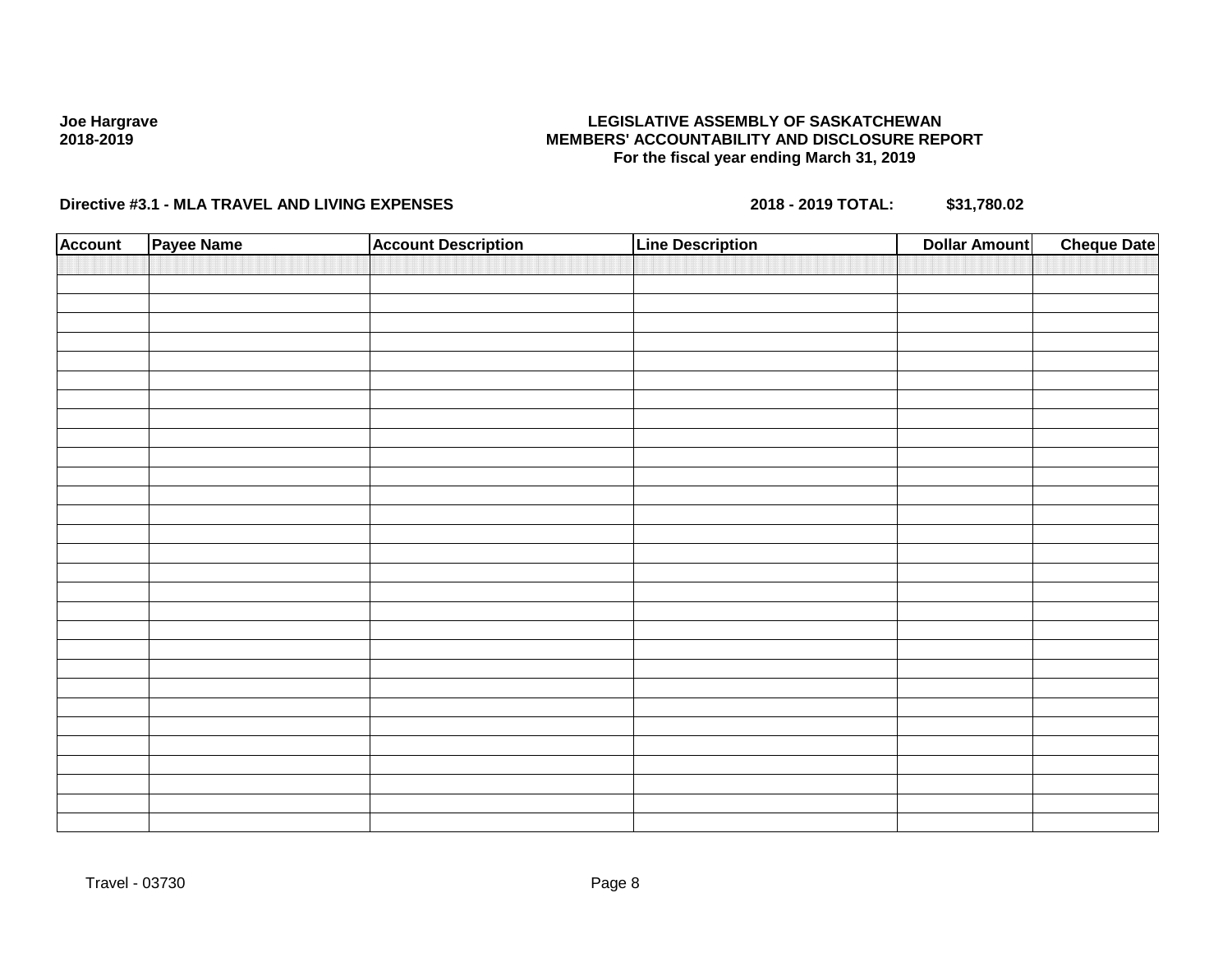Joe Hargrave
2018-2019

**LEGISLATIVE ASSEMBLY OF SASKATCHEWAN**
**MEMBERS' ACCOUNTABILITY AND DISCLOSURE REPORT**
**For the fiscal year ending March 31, 2019**

**Directive #3.1 - MLA TRAVEL AND LIVING EXPENSES** **2018 - 2019 TOTAL: $31,780.02**

| Account | Payee Name | Account Description | Line Description | Dollar Amount | Cheque Date |
|---|---|---|---|---|---|
| | | | | | |

Travel - 03730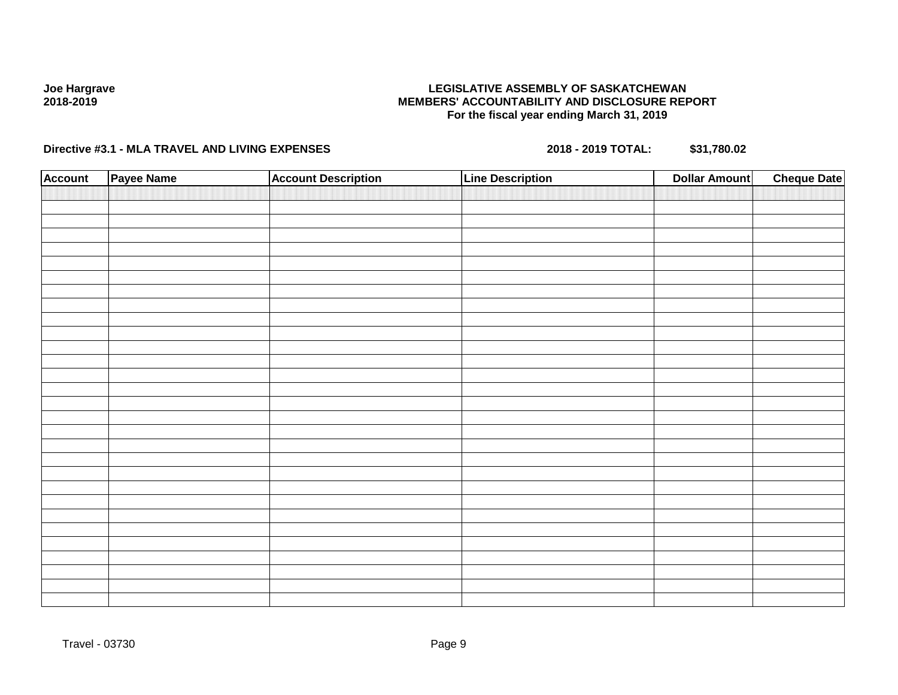Joe Hargrave
2018-2019

**LEGISLATIVE ASSEMBLY OF SASKATCHEWAN**
**MEMBERS' ACCOUNTABILITY AND DISCLOSURE REPORT**
**For the fiscal year ending March 31, 2019**

**Directive #3.1 - MLA TRAVEL AND LIVING EXPENSES** **2018 - 2019 TOTAL: $31,780.02**

| Account | Payee Name | Account Description | Line Description | Dollar Amount | Cheque Date |
|---|---|---|---|---|---|
| | | | | | |

Travel - 03730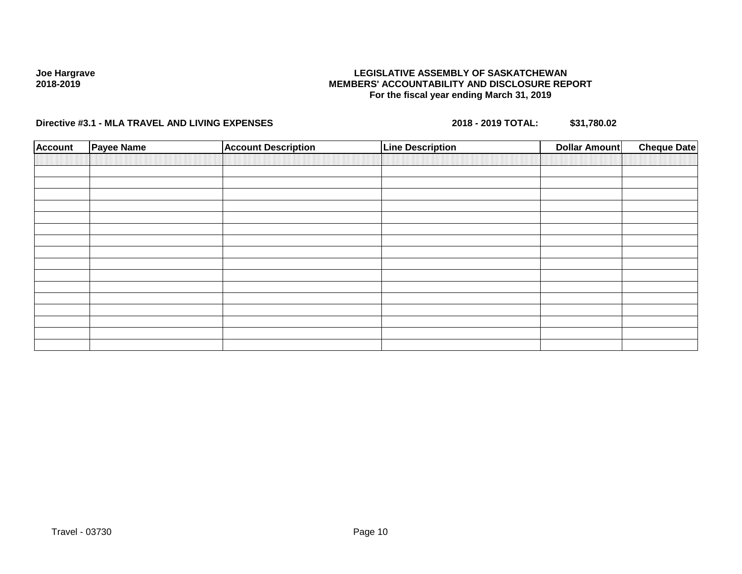Joe Hargrave
2018-2019

**LEGISLATIVE ASSEMBLY OF SASKATCHEWAN**
**MEMBERS' ACCOUNTABILITY AND DISCLOSURE REPORT**
**For the fiscal year ending March 31, 2019**

**Directive #3.1 - MLA TRAVEL AND LIVING EXPENSES** **2018 - 2019 TOTAL: $31,780.02**

| Account | Payee Name | Account Description | Line Description | Dollar Amount | Cheque Date |
|---|---|---|---|---|---|
| | | | | | |
| | | | | | |
| | | | | | |
| | | | | | |
| | | | | | |
| | | | | | |
| | | | | | |
| | | | | | |
| | | | | | |
| | | | | | |
| | | | | | |
| | | | | | |
| | | | | | |
| | | | | | |
| | | | | | |
| | | | | | |
| | | | | | |

Travel - 03730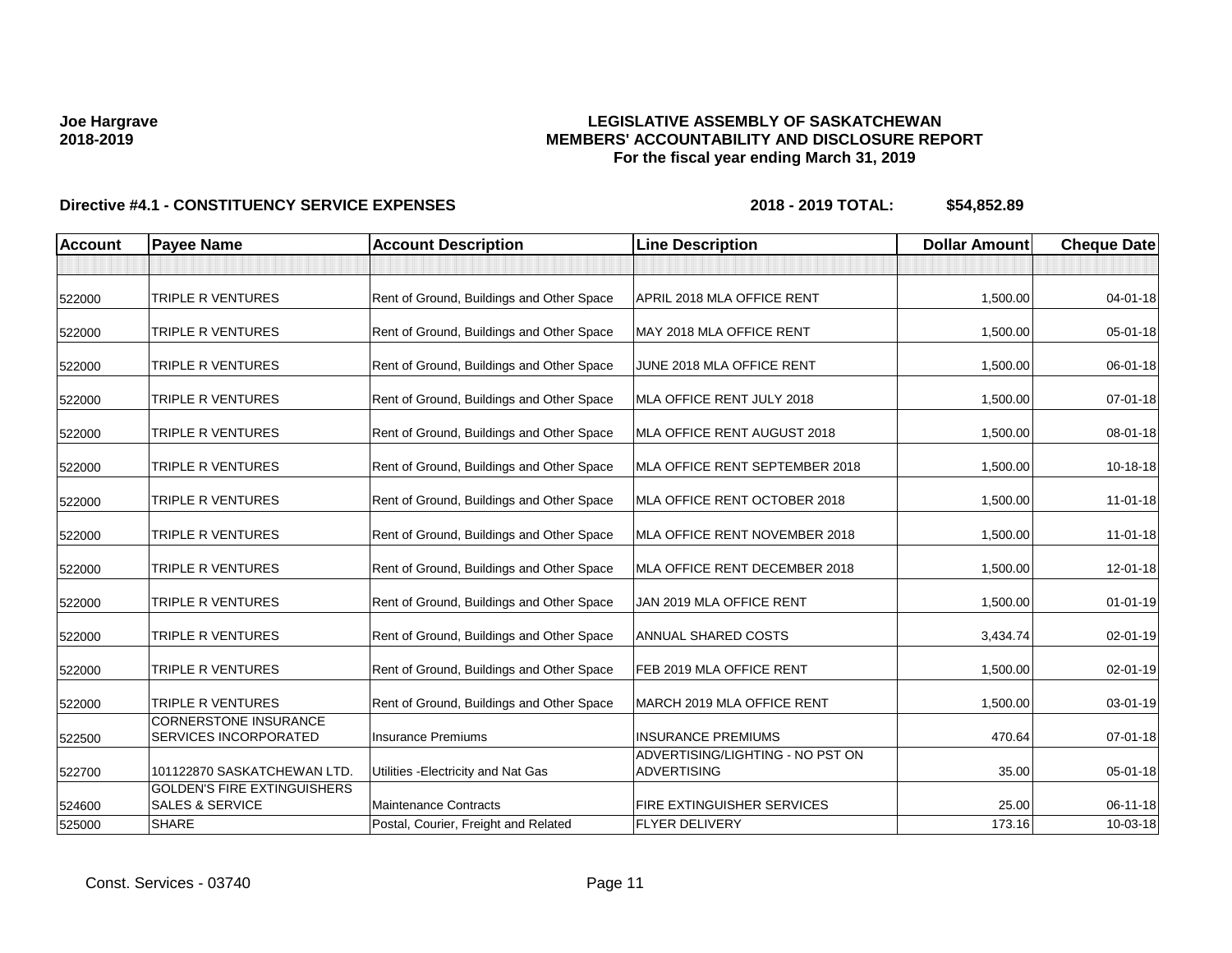**Joe Hargrave**
**2018-2019**

**LEGISLATIVE ASSEMBLY OF SASKATCHEWAN**
**MEMBERS' ACCOUNTABILITY AND DISCLOSURE REPORT**
**For the fiscal year ending March 31, 2019**

**Directive #4.1 - CONSTITUENCY SERVICE EXPENSES** **2018 - 2019 TOTAL: $54,852.89**

| Account | Payee Name | Account Description | Line Description | Dollar Amount | Cheque Date |
|---|---|---|---|---|---|
| | | | | | |
| 522000 | TRIPLE R VENTURES | Rent of Ground, Buildings and Other Space | APRIL 2018 MLA OFFICE RENT | 1,500.00 | 04-01-18 |
| 522000 | TRIPLE R VENTURES | Rent of Ground, Buildings and Other Space | MAY 2018 MLA OFFICE RENT | 1,500.00 | 05-01-18 |
| 522000 | TRIPLE R VENTURES | Rent of Ground, Buildings and Other Space | JUNE 2018 MLA OFFICE RENT | 1,500.00 | 06-01-18 |
| 522000 | TRIPLE R VENTURES | Rent of Ground, Buildings and Other Space | MLA OFFICE RENT JULY 2018 | 1,500.00 | 07-01-18 |
| 522000 | TRIPLE R VENTURES | Rent of Ground, Buildings and Other Space | MLA OFFICE RENT AUGUST 2018 | 1,500.00 | 08-01-18 |
| 522000 | TRIPLE R VENTURES | Rent of Ground, Buildings and Other Space | MLA OFFICE RENT SEPTEMBER 2018 | 1,500.00 | 10-18-18 |
| 522000 | TRIPLE R VENTURES | Rent of Ground, Buildings and Other Space | MLA OFFICE RENT OCTOBER 2018 | 1,500.00 | 11-01-18 |
| 522000 | TRIPLE R VENTURES | Rent of Ground, Buildings and Other Space | MLA OFFICE RENT NOVEMBER 2018 | 1,500.00 | 11-01-18 |
| 522000 | TRIPLE R VENTURES | Rent of Ground, Buildings and Other Space | MLA OFFICE RENT DECEMBER 2018 | 1,500.00 | 12-01-18 |
| 522000 | TRIPLE R VENTURES | Rent of Ground, Buildings and Other Space | JAN 2019 MLA OFFICE RENT | 1,500.00 | 01-01-19 |
| 522000 | TRIPLE R VENTURES | Rent of Ground, Buildings and Other Space | ANNUAL SHARED COSTS | 3,434.74 | 02-01-19 |
| 522000 | TRIPLE R VENTURES | Rent of Ground, Buildings and Other Space | FEB 2019 MLA OFFICE RENT | 1,500.00 | 02-01-19 |
| 522000 | TRIPLE R VENTURES | Rent of Ground, Buildings and Other Space | MARCH 2019 MLA OFFICE RENT | 1,500.00 | 03-01-19 |
| 522500 | CORNERSTONE INSURANCE SERVICES INCORPORATED | Insurance Premiums | INSURANCE PREMIUMS | 470.64 | 07-01-18 |
| 522700 | 101122870 SASKATCHEWAN LTD. | Utilities -Electricity and Nat Gas | ADVERTISING/LIGHTING - NO PST ON ADVERTISING | 35.00 | 05-01-18 |
| 524600 | GOLDEN'S FIRE EXTINGUISHERS SALES & SERVICE | Maintenance Contracts | FIRE EXTINGUISHER SERVICES | 25.00 | 06-11-18 |
| 525000 | SHARE | Postal, Courier, Freight and Related | FLYER DELIVERY | 173.16 | 10-03-18 |

Const. Services - 03740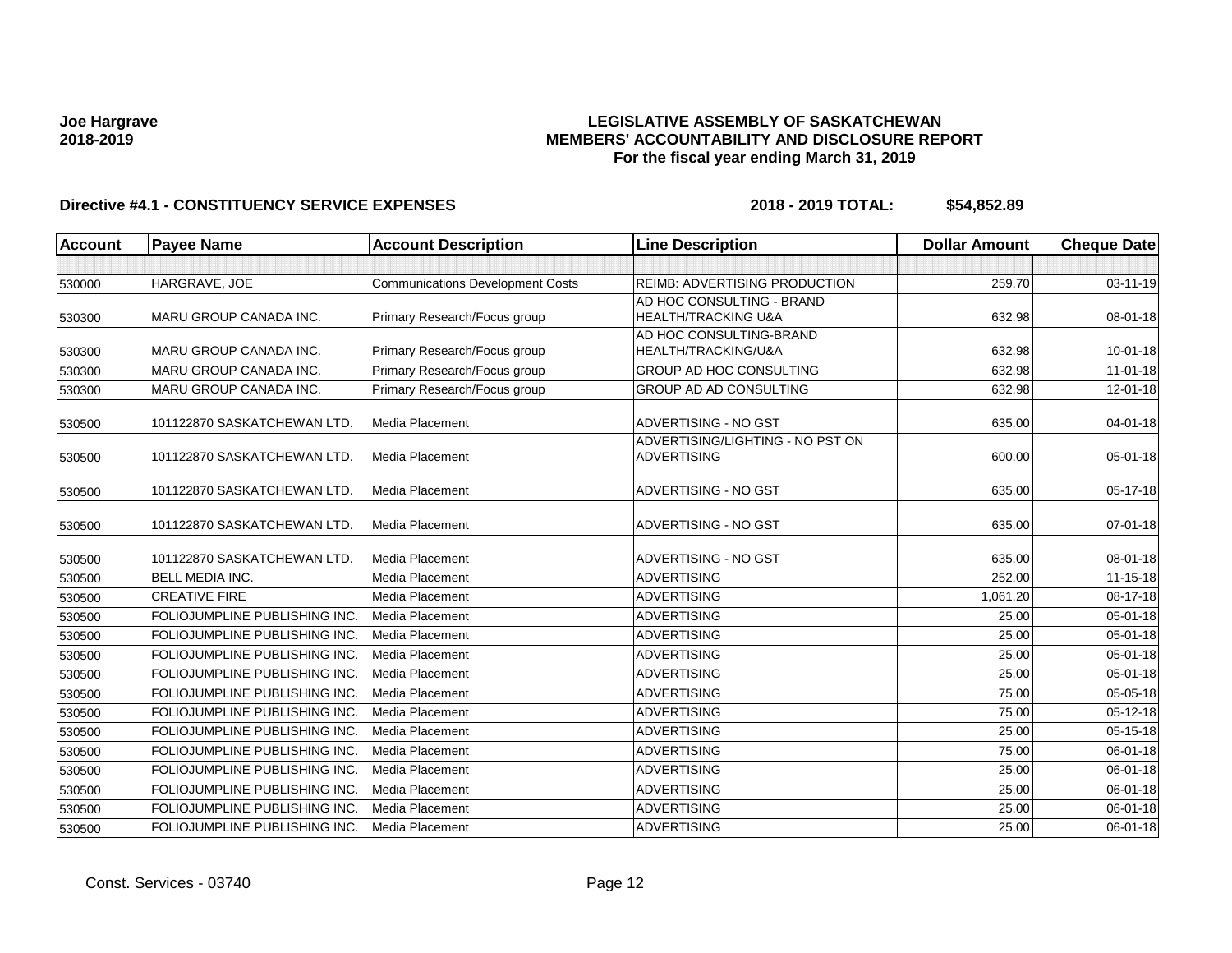**Joe Hargrave**
**2018-2019**

**LEGISLATIVE ASSEMBLY OF SASKATCHEWAN**
**MEMBERS' ACCOUNTABILITY AND DISCLOSURE REPORT**
**For the fiscal year ending March 31, 2019**

**Directive #4.1 - CONSTITUENCY SERVICE EXPENSES** **2018 - 2019 TOTAL: $54,852.89**

| Account | Payee Name | Account Description | Line Description | Dollar Amount | Cheque Date |
|---|---|---|---|---|---|
| | | | | | |
| 530000 | HARGRAVE, JOE | Communications Development Costs | REIMB: ADVERTISING PRODUCTION | 259.70 | 03-11-19 |
| 530300 | MARU GROUP CANADA INC. | Primary Research/Focus group | AD HOC CONSULTING - BRAND HEALTH/TRACKING U&A | 632.98 | 08-01-18 |
| 530300 | MARU GROUP CANADA INC. | Primary Research/Focus group | AD HOC CONSULTING-BRAND HEALTH/TRACKING/U&A | 632.98 | 10-01-18 |
| 530300 | MARU GROUP CANADA INC. | Primary Research/Focus group | GROUP AD HOC CONSULTING | 632.98 | 11-01-18 |
| 530300 | MARU GROUP CANADA INC. | Primary Research/Focus group | GROUP AD AD CONSULTING | 632.98 | 12-01-18 |
| 530500 | 101122870 SASKATCHEWAN LTD. | Media Placement | ADVERTISING - NO GST | 635.00 | 04-01-18 |
| 530500 | 101122870 SASKATCHEWAN LTD. | Media Placement | ADVERTISING/LIGHTING - NO PST ON ADVERTISING | 600.00 | 05-01-18 |
| 530500 | 101122870 SASKATCHEWAN LTD. | Media Placement | ADVERTISING - NO GST | 635.00 | 05-17-18 |
| 530500 | 101122870 SASKATCHEWAN LTD. | Media Placement | ADVERTISING - NO GST | 635.00 | 07-01-18 |
| 530500 | 101122870 SASKATCHEWAN LTD. | Media Placement | ADVERTISING - NO GST | 635.00 | 08-01-18 |
| 530500 | BELL MEDIA INC. | Media Placement | ADVERTISING | 252.00 | 11-15-18 |
| 530500 | CREATIVE FIRE | Media Placement | ADVERTISING | 1,061.20 | 08-17-18 |
| 530500 | FOLIOJUMPLINE PUBLISHING INC. | Media Placement | ADVERTISING | 25.00 | 05-01-18 |
| 530500 | FOLIOJUMPLINE PUBLISHING INC. | Media Placement | ADVERTISING | 25.00 | 05-01-18 |
| 530500 | FOLIOJUMPLINE PUBLISHING INC. | Media Placement | ADVERTISING | 25.00 | 05-01-18 |
| 530500 | FOLIOJUMPLINE PUBLISHING INC. | Media Placement | ADVERTISING | 25.00 | 05-01-18 |
| 530500 | FOLIOJUMPLINE PUBLISHING INC. | Media Placement | ADVERTISING | 75.00 | 05-05-18 |
| 530500 | FOLIOJUMPLINE PUBLISHING INC. | Media Placement | ADVERTISING | 75.00 | 05-12-18 |
| 530500 | FOLIOJUMPLINE PUBLISHING INC. | Media Placement | ADVERTISING | 25.00 | 05-15-18 |
| 530500 | FOLIOJUMPLINE PUBLISHING INC. | Media Placement | ADVERTISING | 75.00 | 06-01-18 |
| 530500 | FOLIOJUMPLINE PUBLISHING INC. | Media Placement | ADVERTISING | 25.00 | 06-01-18 |
| 530500 | FOLIOJUMPLINE PUBLISHING INC. | Media Placement | ADVERTISING | 25.00 | 06-01-18 |
| 530500 | FOLIOJUMPLINE PUBLISHING INC. | Media Placement | ADVERTISING | 25.00 | 06-01-18 |
| 530500 | FOLIOJUMPLINE PUBLISHING INC. | Media Placement | ADVERTISING | 25.00 | 06-01-18 |

Const. Services - 03740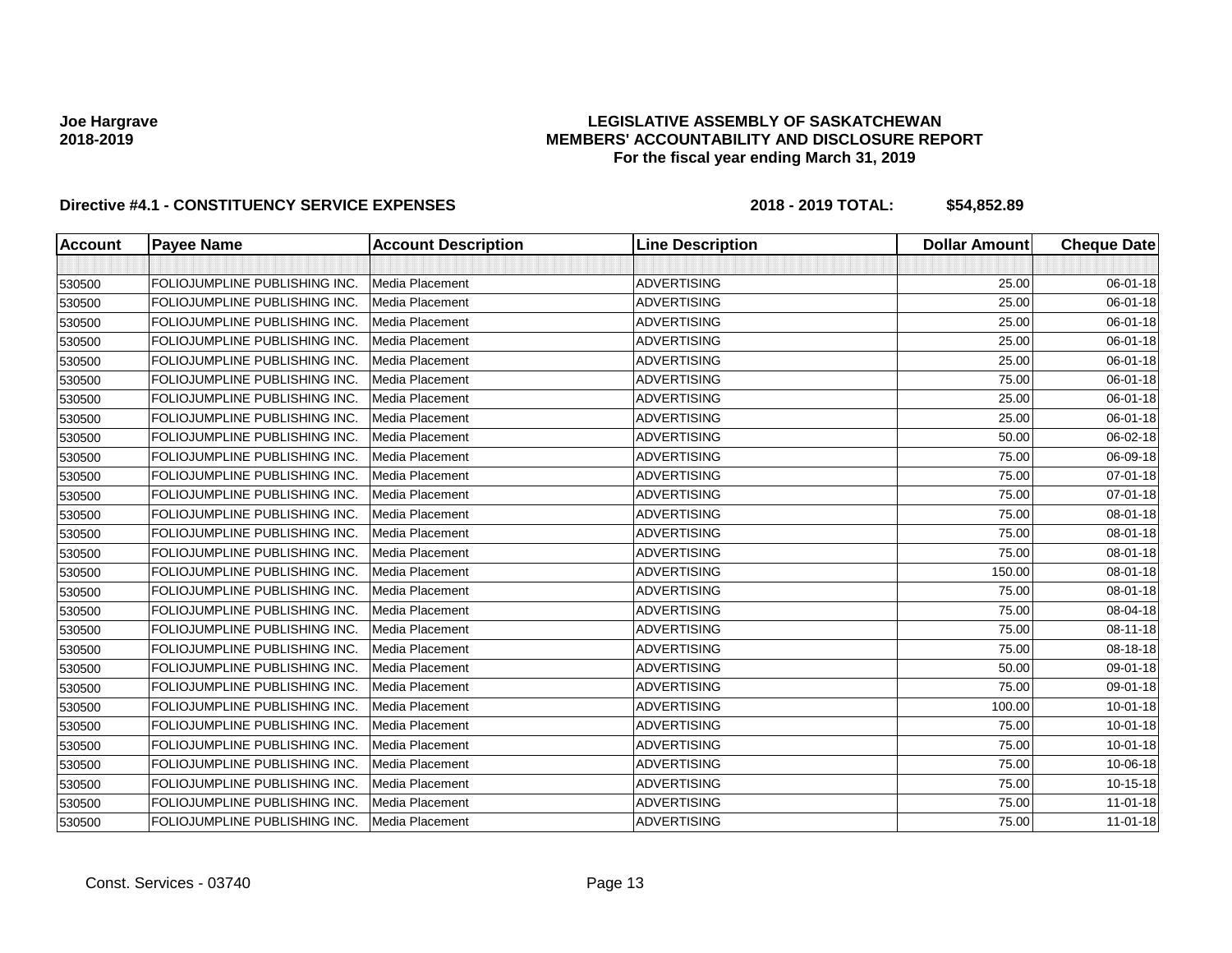Joe Hargrave
2018-2019

**LEGISLATIVE ASSEMBLY OF SASKATCHEWAN**
**MEMBERS' ACCOUNTABILITY AND DISCLOSURE REPORT**
**For the fiscal year ending March 31, 2019**

**Directive #4.1 - CONSTITUENCY SERVICE EXPENSES** **2018 - 2019 TOTAL: $54,852.89**

| Account | Payee Name | Account Description | Line Description | Dollar Amount | Cheque Date |
|---|---|---|---|---|---|
| | | | | | |
| 530500 | FOLIOJUMPLINE PUBLISHING INC. | Media Placement | ADVERTISING | 25.00 | 06-01-18 |
| 530500 | FOLIOJUMPLINE PUBLISHING INC. | Media Placement | ADVERTISING | 25.00 | 06-01-18 |
| 530500 | FOLIOJUMPLINE PUBLISHING INC. | Media Placement | ADVERTISING | 25.00 | 06-01-18 |
| 530500 | FOLIOJUMPLINE PUBLISHING INC. | Media Placement | ADVERTISING | 25.00 | 06-01-18 |
| 530500 | FOLIOJUMPLINE PUBLISHING INC. | Media Placement | ADVERTISING | 25.00 | 06-01-18 |
| 530500 | FOLIOJUMPLINE PUBLISHING INC. | Media Placement | ADVERTISING | 75.00 | 06-01-18 |
| 530500 | FOLIOJUMPLINE PUBLISHING INC. | Media Placement | ADVERTISING | 25.00 | 06-01-18 |
| 530500 | FOLIOJUMPLINE PUBLISHING INC. | Media Placement | ADVERTISING | 25.00 | 06-01-18 |
| 530500 | FOLIOJUMPLINE PUBLISHING INC. | Media Placement | ADVERTISING | 50.00 | 06-02-18 |
| 530500 | FOLIOJUMPLINE PUBLISHING INC. | Media Placement | ADVERTISING | 75.00 | 06-09-18 |
| 530500 | FOLIOJUMPLINE PUBLISHING INC. | Media Placement | ADVERTISING | 75.00 | 07-01-18 |
| 530500 | FOLIOJUMPLINE PUBLISHING INC. | Media Placement | ADVERTISING | 75.00 | 07-01-18 |
| 530500 | FOLIOJUMPLINE PUBLISHING INC. | Media Placement | ADVERTISING | 75.00 | 08-01-18 |
| 530500 | FOLIOJUMPLINE PUBLISHING INC. | Media Placement | ADVERTISING | 75.00 | 08-01-18 |
| 530500 | FOLIOJUMPLINE PUBLISHING INC. | Media Placement | ADVERTISING | 75.00 | 08-01-18 |
| 530500 | FOLIOJUMPLINE PUBLISHING INC. | Media Placement | ADVERTISING | 150.00 | 08-01-18 |
| 530500 | FOLIOJUMPLINE PUBLISHING INC. | Media Placement | ADVERTISING | 75.00 | 08-01-18 |
| 530500 | FOLIOJUMPLINE PUBLISHING INC. | Media Placement | ADVERTISING | 75.00 | 08-04-18 |
| 530500 | FOLIOJUMPLINE PUBLISHING INC. | Media Placement | ADVERTISING | 75.00 | 08-11-18 |
| 530500 | FOLIOJUMPLINE PUBLISHING INC. | Media Placement | ADVERTISING | 75.00 | 08-18-18 |
| 530500 | FOLIOJUMPLINE PUBLISHING INC. | Media Placement | ADVERTISING | 50.00 | 09-01-18 |
| 530500 | FOLIOJUMPLINE PUBLISHING INC. | Media Placement | ADVERTISING | 75.00 | 09-01-18 |
| 530500 | FOLIOJUMPLINE PUBLISHING INC. | Media Placement | ADVERTISING | 100.00 | 10-01-18 |
| 530500 | FOLIOJUMPLINE PUBLISHING INC. | Media Placement | ADVERTISING | 75.00 | 10-01-18 |
| 530500 | FOLIOJUMPLINE PUBLISHING INC. | Media Placement | ADVERTISING | 75.00 | 10-01-18 |
| 530500 | FOLIOJUMPLINE PUBLISHING INC. | Media Placement | ADVERTISING | 75.00 | 10-06-18 |
| 530500 | FOLIOJUMPLINE PUBLISHING INC. | Media Placement | ADVERTISING | 75.00 | 10-15-18 |
| 530500 | FOLIOJUMPLINE PUBLISHING INC. | Media Placement | ADVERTISING | 75.00 | 11-01-18 |
| 530500 | FOLIOJUMPLINE PUBLISHING INC. | Media Placement | ADVERTISING | 75.00 | 11-01-18 |

Const. Services - 03740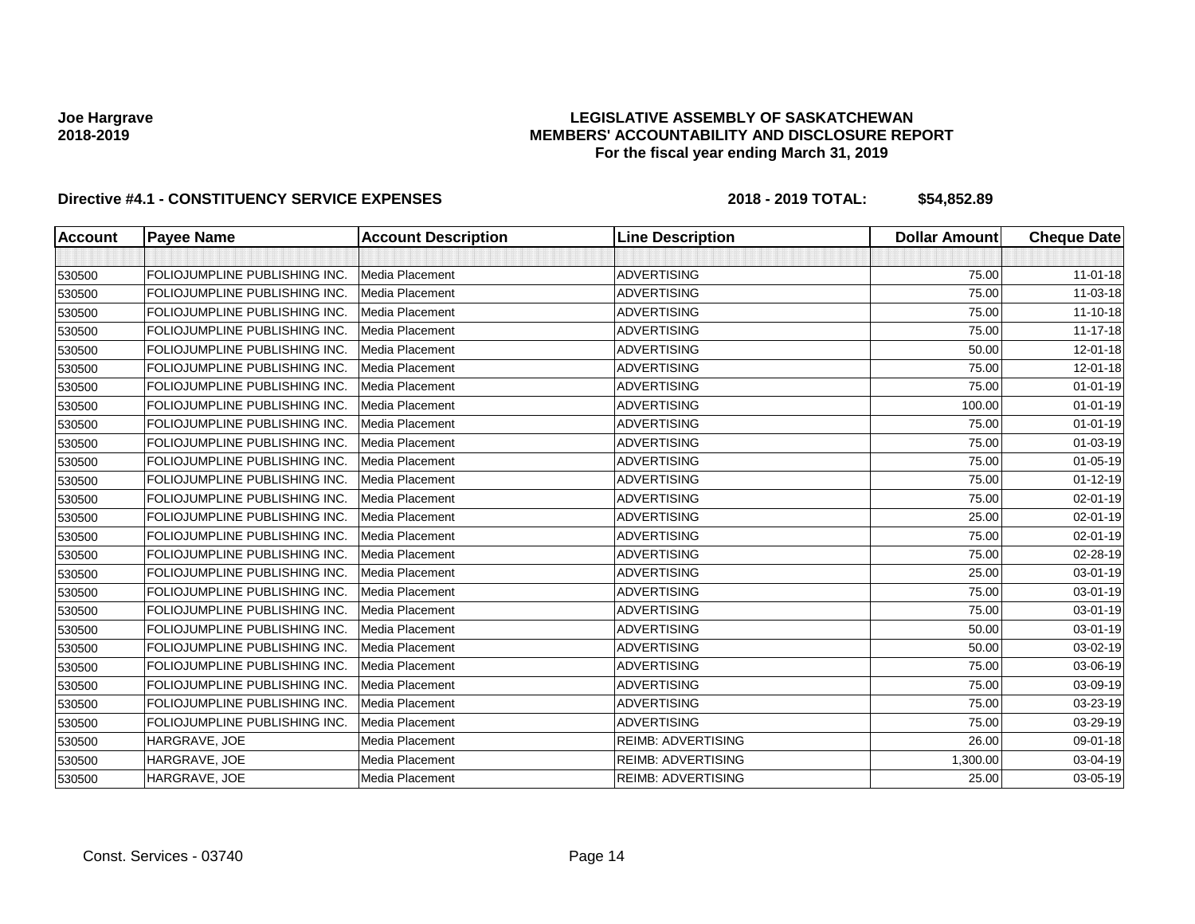Joe Hargrave
2018-2019

# LEGISLATIVE ASSEMBLY OF SASKATCHEWAN
## MEMBERS' ACCOUNTABILITY AND DISCLOSURE REPORT
### For the fiscal year ending March 31, 2019

**Directive #4.1 - CONSTITUENCY SERVICE EXPENSES** **2018 - 2019 TOTAL: $54,852.89**

| Account | Payee Name | Account Description | Line Description | Dollar Amount | Cheque Date |
|---|---|---|---|---|---|
| | | | | | |
| 530500 | FOLIOJUMPLINE PUBLISHING INC. | Media Placement | ADVERTISING | 75.00 | 11-01-18 |
| 530500 | FOLIOJUMPLINE PUBLISHING INC. | Media Placement | ADVERTISING | 75.00 | 11-03-18 |
| 530500 | FOLIOJUMPLINE PUBLISHING INC. | Media Placement | ADVERTISING | 75.00 | 11-10-18 |
| 530500 | FOLIOJUMPLINE PUBLISHING INC. | Media Placement | ADVERTISING | 75.00 | 11-17-18 |
| 530500 | FOLIOJUMPLINE PUBLISHING INC. | Media Placement | ADVERTISING | 50.00 | 12-01-18 |
| 530500 | FOLIOJUMPLINE PUBLISHING INC. | Media Placement | ADVERTISING | 75.00 | 12-01-18 |
| 530500 | FOLIOJUMPLINE PUBLISHING INC. | Media Placement | ADVERTISING | 75.00 | 01-01-19 |
| 530500 | FOLIOJUMPLINE PUBLISHING INC. | Media Placement | ADVERTISING | 100.00 | 01-01-19 |
| 530500 | FOLIOJUMPLINE PUBLISHING INC. | Media Placement | ADVERTISING | 75.00 | 01-01-19 |
| 530500 | FOLIOJUMPLINE PUBLISHING INC. | Media Placement | ADVERTISING | 75.00 | 01-03-19 |
| 530500 | FOLIOJUMPLINE PUBLISHING INC. | Media Placement | ADVERTISING | 75.00 | 01-05-19 |
| 530500 | FOLIOJUMPLINE PUBLISHING INC. | Media Placement | ADVERTISING | 75.00 | 01-12-19 |
| 530500 | FOLIOJUMPLINE PUBLISHING INC. | Media Placement | ADVERTISING | 75.00 | 02-01-19 |
| 530500 | FOLIOJUMPLINE PUBLISHING INC. | Media Placement | ADVERTISING | 25.00 | 02-01-19 |
| 530500 | FOLIOJUMPLINE PUBLISHING INC. | Media Placement | ADVERTISING | 75.00 | 02-01-19 |
| 530500 | FOLIOJUMPLINE PUBLISHING INC. | Media Placement | ADVERTISING | 75.00 | 02-28-19 |
| 530500 | FOLIOJUMPLINE PUBLISHING INC. | Media Placement | ADVERTISING | 25.00 | 03-01-19 |
| 530500 | FOLIOJUMPLINE PUBLISHING INC. | Media Placement | ADVERTISING | 75.00 | 03-01-19 |
| 530500 | FOLIOJUMPLINE PUBLISHING INC. | Media Placement | ADVERTISING | 75.00 | 03-01-19 |
| 530500 | FOLIOJUMPLINE PUBLISHING INC. | Media Placement | ADVERTISING | 50.00 | 03-01-19 |
| 530500 | FOLIOJUMPLINE PUBLISHING INC. | Media Placement | ADVERTISING | 50.00 | 03-02-19 |
| 530500 | FOLIOJUMPLINE PUBLISHING INC. | Media Placement | ADVERTISING | 75.00 | 03-06-19 |
| 530500 | FOLIOJUMPLINE PUBLISHING INC. | Media Placement | ADVERTISING | 75.00 | 03-09-19 |
| 530500 | FOLIOJUMPLINE PUBLISHING INC. | Media Placement | ADVERTISING | 75.00 | 03-23-19 |
| 530500 | FOLIOJUMPLINE PUBLISHING INC. | Media Placement | ADVERTISING | 75.00 | 03-29-19 |
| 530500 | HARGRAVE, JOE | Media Placement | REIMB: ADVERTISING | 26.00 | 09-01-18 |
| 530500 | HARGRAVE, JOE | Media Placement | REIMB: ADVERTISING | 1,300.00 | 03-04-19 |
| 530500 | HARGRAVE, JOE | Media Placement | REIMB: ADVERTISING | 25.00 | 03-05-19 |

Const. Services - 03740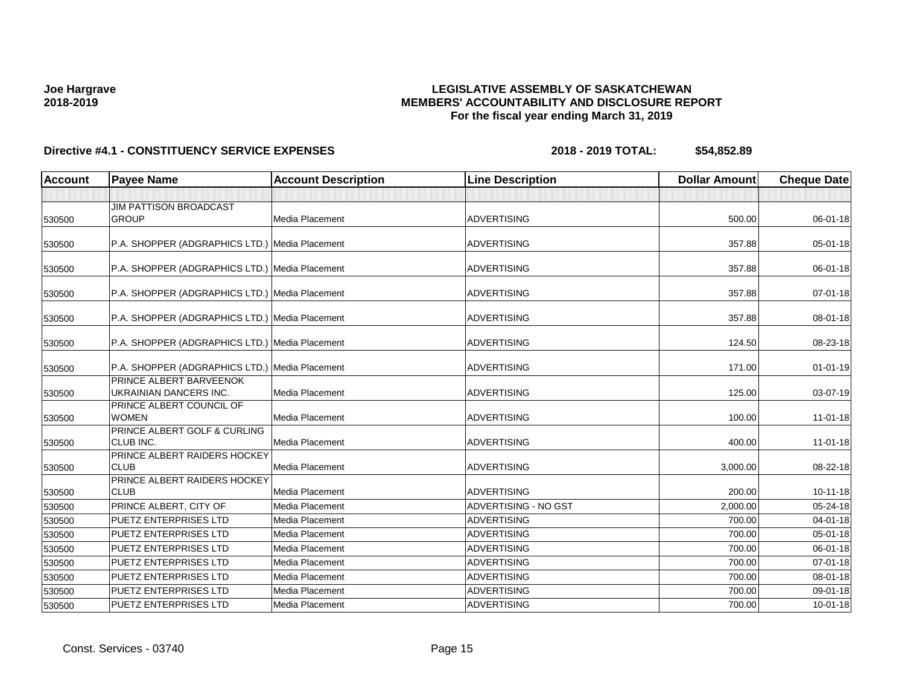**Joe Hargrave**
**2018-2019**

**LEGISLATIVE ASSEMBLY OF SASKATCHEWAN**
**MEMBERS' ACCOUNTABILITY AND DISCLOSURE REPORT**
**For the fiscal year ending March 31, 2019**

**Directive #4.1 - CONSTITUENCY SERVICE EXPENSES** **2018 - 2019 TOTAL: $54,852.89**

| Account | Payee Name | Account Description | Line Description | Dollar Amount | Cheque Date |
|---|---|---|---|---|---|
| | | | | | |
| 530500 | JIM PATTISON BROADCAST GROUP | Media Placement | ADVERTISING | 500.00 | 06-01-18 |
| 530500 | P.A. SHOPPER (ADGRAPHICS LTD.) | Media Placement | ADVERTISING | 357.88 | 05-01-18 |
| 530500 | P.A. SHOPPER (ADGRAPHICS LTD.) | Media Placement | ADVERTISING | 357.88 | 06-01-18 |
| 530500 | P.A. SHOPPER (ADGRAPHICS LTD.) | Media Placement | ADVERTISING | 357.88 | 07-01-18 |
| 530500 | P.A. SHOPPER (ADGRAPHICS LTD.) | Media Placement | ADVERTISING | 357.88 | 08-01-18 |
| 530500 | P.A. SHOPPER (ADGRAPHICS LTD.) | Media Placement | ADVERTISING | 124.50 | 08-23-18 |
| 530500 | P.A. SHOPPER (ADGRAPHICS LTD.) | Media Placement | ADVERTISING | 171.00 | 01-01-19 |
| 530500 | PRINCE ALBERT BARVEENOK UKRAINIAN DANCERS INC. | Media Placement | ADVERTISING | 125.00 | 03-07-19 |
| 530500 | PRINCE ALBERT COUNCIL OF WOMEN | Media Placement | ADVERTISING | 100.00 | 11-01-18 |
| 530500 | PRINCE ALBERT GOLF & CURLING CLUB INC. | Media Placement | ADVERTISING | 400.00 | 11-01-18 |
| 530500 | PRINCE ALBERT RAIDERS HOCKEY CLUB | Media Placement | ADVERTISING | 3,000.00 | 08-22-18 |
| 530500 | PRINCE ALBERT RAIDERS HOCKEY CLUB | Media Placement | ADVERTISING | 200.00 | 10-11-18 |
| 530500 | PRINCE ALBERT, CITY OF | Media Placement | ADVERTISING - NO GST | 2,000.00 | 05-24-18 |
| 530500 | PUETZ ENTERPRISES LTD | Media Placement | ADVERTISING | 700.00 | 04-01-18 |
| 530500 | PUETZ ENTERPRISES LTD | Media Placement | ADVERTISING | 700.00 | 05-01-18 |
| 530500 | PUETZ ENTERPRISES LTD | Media Placement | ADVERTISING | 700.00 | 06-01-18 |
| 530500 | PUETZ ENTERPRISES LTD | Media Placement | ADVERTISING | 700.00 | 07-01-18 |
| 530500 | PUETZ ENTERPRISES LTD | Media Placement | ADVERTISING | 700.00 | 08-01-18 |
| 530500 | PUETZ ENTERPRISES LTD | Media Placement | ADVERTISING | 700.00 | 09-01-18 |
| 530500 | PUETZ ENTERPRISES LTD | Media Placement | ADVERTISING | 700.00 | 10-01-18 |

Const. Services - 03740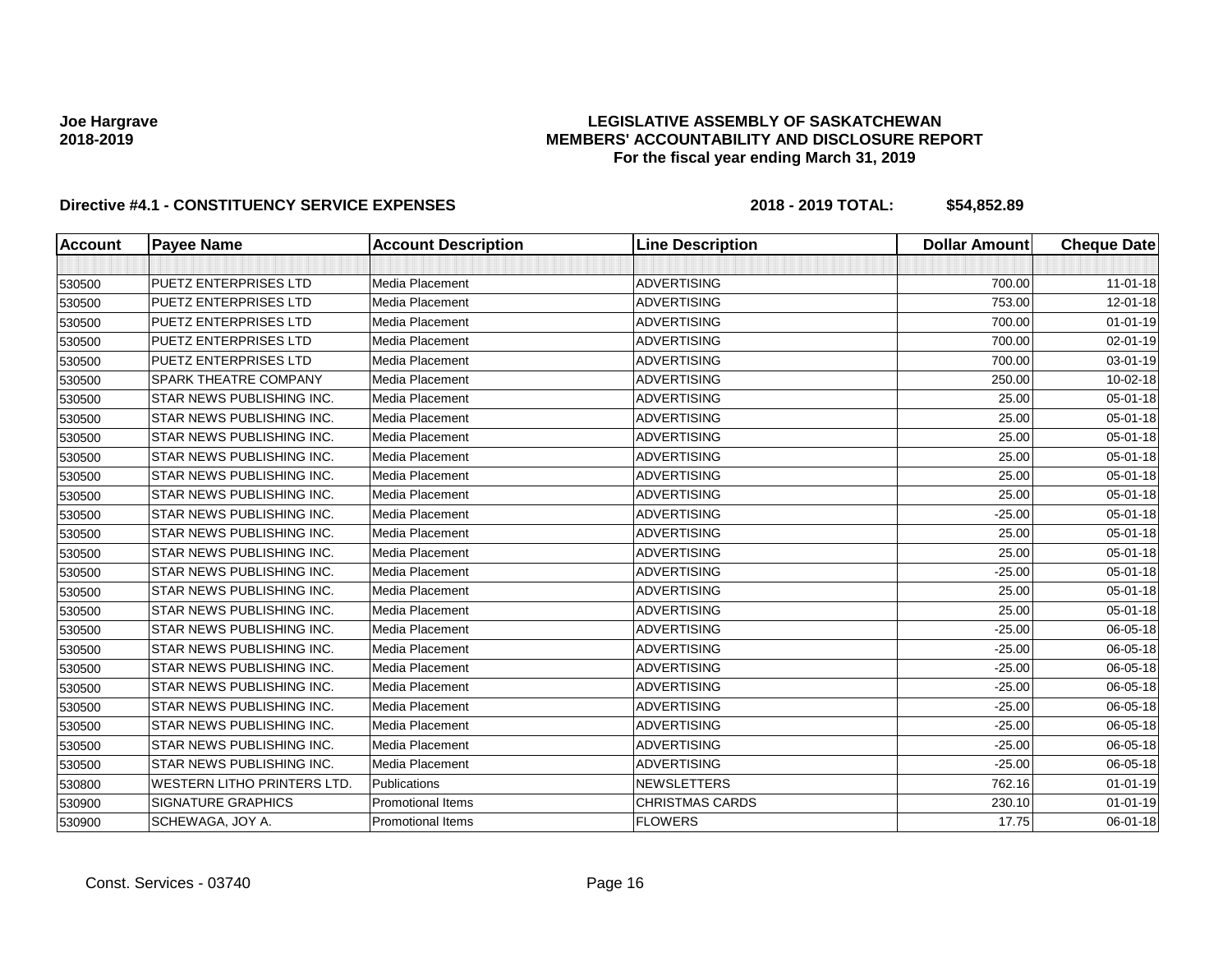Joe Hargrave
2018-2019

# LEGISLATIVE ASSEMBLY OF SASKATCHEWAN
## MEMBERS' ACCOUNTABILITY AND DISCLOSURE REPORT
### For the fiscal year ending March 31, 2019

**Directive #4.1 - CONSTITUENCY SERVICE EXPENSES** **2018 - 2019 TOTAL: $54,852.89**

| Account | Payee Name | Account Description | Line Description | Dollar Amount | Cheque Date |
|---|---|---|---|---|---|
| | | | | | |
| 530500 | PUETZ ENTERPRISES LTD | Media Placement | ADVERTISING | 700.00 | 11-01-18 |
| 530500 | PUETZ ENTERPRISES LTD | Media Placement | ADVERTISING | 753.00 | 12-01-18 |
| 530500 | PUETZ ENTERPRISES LTD | Media Placement | ADVERTISING | 700.00 | 01-01-19 |
| 530500 | PUETZ ENTERPRISES LTD | Media Placement | ADVERTISING | 700.00 | 02-01-19 |
| 530500 | PUETZ ENTERPRISES LTD | Media Placement | ADVERTISING | 700.00 | 03-01-19 |
| 530500 | SPARK THEATRE COMPANY | Media Placement | ADVERTISING | 250.00 | 10-02-18 |
| 530500 | STAR NEWS PUBLISHING INC. | Media Placement | ADVERTISING | 25.00 | 05-01-18 |
| 530500 | STAR NEWS PUBLISHING INC. | Media Placement | ADVERTISING | 25.00 | 05-01-18 |
| 530500 | STAR NEWS PUBLISHING INC. | Media Placement | ADVERTISING | 25.00 | 05-01-18 |
| 530500 | STAR NEWS PUBLISHING INC. | Media Placement | ADVERTISING | 25.00 | 05-01-18 |
| 530500 | STAR NEWS PUBLISHING INC. | Media Placement | ADVERTISING | 25.00 | 05-01-18 |
| 530500 | STAR NEWS PUBLISHING INC. | Media Placement | ADVERTISING | 25.00 | 05-01-18 |
| 530500 | STAR NEWS PUBLISHING INC. | Media Placement | ADVERTISING | -25.00 | 05-01-18 |
| 530500 | STAR NEWS PUBLISHING INC. | Media Placement | ADVERTISING | 25.00 | 05-01-18 |
| 530500 | STAR NEWS PUBLISHING INC. | Media Placement | ADVERTISING | 25.00 | 05-01-18 |
| 530500 | STAR NEWS PUBLISHING INC. | Media Placement | ADVERTISING | -25.00 | 05-01-18 |
| 530500 | STAR NEWS PUBLISHING INC. | Media Placement | ADVERTISING | 25.00 | 05-01-18 |
| 530500 | STAR NEWS PUBLISHING INC. | Media Placement | ADVERTISING | 25.00 | 05-01-18 |
| 530500 | STAR NEWS PUBLISHING INC. | Media Placement | ADVERTISING | -25.00 | 06-05-18 |
| 530500 | STAR NEWS PUBLISHING INC. | Media Placement | ADVERTISING | -25.00 | 06-05-18 |
| 530500 | STAR NEWS PUBLISHING INC. | Media Placement | ADVERTISING | -25.00 | 06-05-18 |
| 530500 | STAR NEWS PUBLISHING INC. | Media Placement | ADVERTISING | -25.00 | 06-05-18 |
| 530500 | STAR NEWS PUBLISHING INC. | Media Placement | ADVERTISING | -25.00 | 06-05-18 |
| 530500 | STAR NEWS PUBLISHING INC. | Media Placement | ADVERTISING | -25.00 | 06-05-18 |
| 530500 | STAR NEWS PUBLISHING INC. | Media Placement | ADVERTISING | -25.00 | 06-05-18 |
| 530500 | STAR NEWS PUBLISHING INC. | Media Placement | ADVERTISING | -25.00 | 06-05-18 |
| 530800 | WESTERN LITHO PRINTERS LTD. | Publications | NEWSLETTERS | 762.16 | 01-01-19 |
| 530900 | SIGNATURE GRAPHICS | Promotional Items | CHRISTMAS CARDS | 230.10 | 01-01-19 |
| 530900 | SCHEWAGA, JOY A. | Promotional Items | FLOWERS | 17.75 | 06-01-18 |

Const. Services - 03740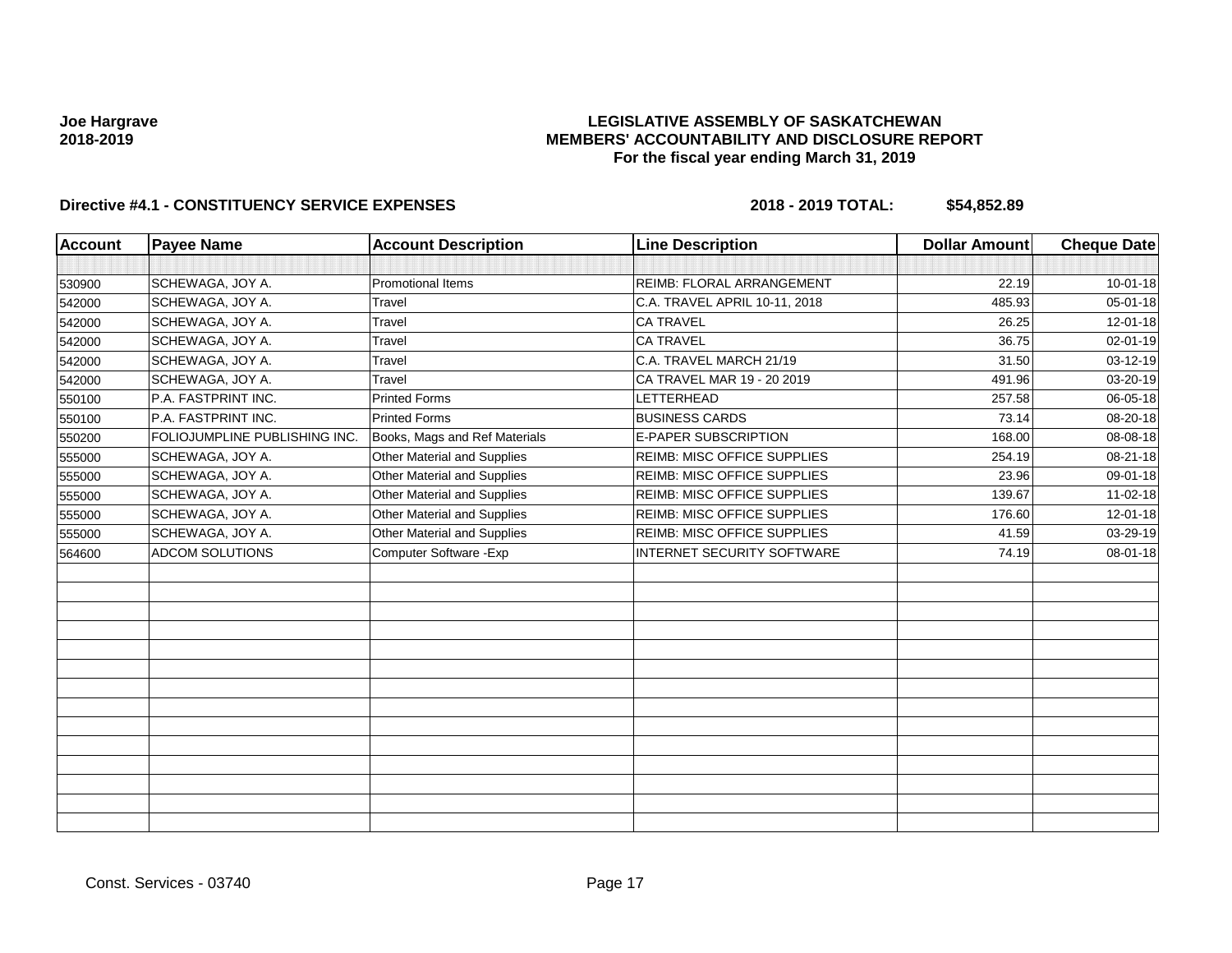Joe Hargrave
2018-2019

**LEGISLATIVE ASSEMBLY OF SASKATCHEWAN**
**MEMBERS' ACCOUNTABILITY AND DISCLOSURE REPORT**
**For the fiscal year ending March 31, 2019**

**Directive #4.1 - CONSTITUENCY SERVICE EXPENSES** **2018 - 2019 TOTAL: $54,852.89**

| Account | Payee Name | Account Description | Line Description | Dollar Amount | Cheque Date |
|---|---|---|---|---|---|
| | | | | | |
| 530900 | SCHEWAGA, JOY A. | Promotional Items | REIMB: FLORAL ARRANGEMENT | 22.19 | 10-01-18 |
| 542000 | SCHEWAGA, JOY A. | Travel | C.A. TRAVEL APRIL 10-11, 2018 | 485.93 | 05-01-18 |
| 542000 | SCHEWAGA, JOY A. | Travel | CA TRAVEL | 26.25 | 12-01-18 |
| 542000 | SCHEWAGA, JOY A. | Travel | CA TRAVEL | 36.75 | 02-01-19 |
| 542000 | SCHEWAGA, JOY A. | Travel | C.A. TRAVEL MARCH 21/19 | 31.50 | 03-12-19 |
| 542000 | SCHEWAGA, JOY A. | Travel | CA TRAVEL MAR 19 - 20 2019 | 491.96 | 03-20-19 |
| 550100 | P.A. FASTPRINT INC. | Printed Forms | LETTERHEAD | 257.58 | 06-05-18 |
| 550100 | P.A. FASTPRINT INC. | Printed Forms | BUSINESS CARDS | 73.14 | 08-20-18 |
| 550200 | FOLIOJUMPLINE PUBLISHING INC. | Books, Mags and Ref Materials | E-PAPER SUBSCRIPTION | 168.00 | 08-08-18 |
| 555000 | SCHEWAGA, JOY A. | Other Material and Supplies | REIMB: MISC OFFICE SUPPLIES | 254.19 | 08-21-18 |
| 555000 | SCHEWAGA, JOY A. | Other Material and Supplies | REIMB: MISC OFFICE SUPPLIES | 23.96 | 09-01-18 |
| 555000 | SCHEWAGA, JOY A. | Other Material and Supplies | REIMB: MISC OFFICE SUPPLIES | 139.67 | 11-02-18 |
| 555000 | SCHEWAGA, JOY A. | Other Material and Supplies | REIMB: MISC OFFICE SUPPLIES | 176.60 | 12-01-18 |
| 555000 | SCHEWAGA, JOY A. | Other Material and Supplies | REIMB: MISC OFFICE SUPPLIES | 41.59 | 03-29-19 |
| 564600 | ADCOM SOLUTIONS | Computer Software -Exp | INTERNET SECURITY SOFTWARE | 74.19 | 08-01-18 |

Const. Services - 03740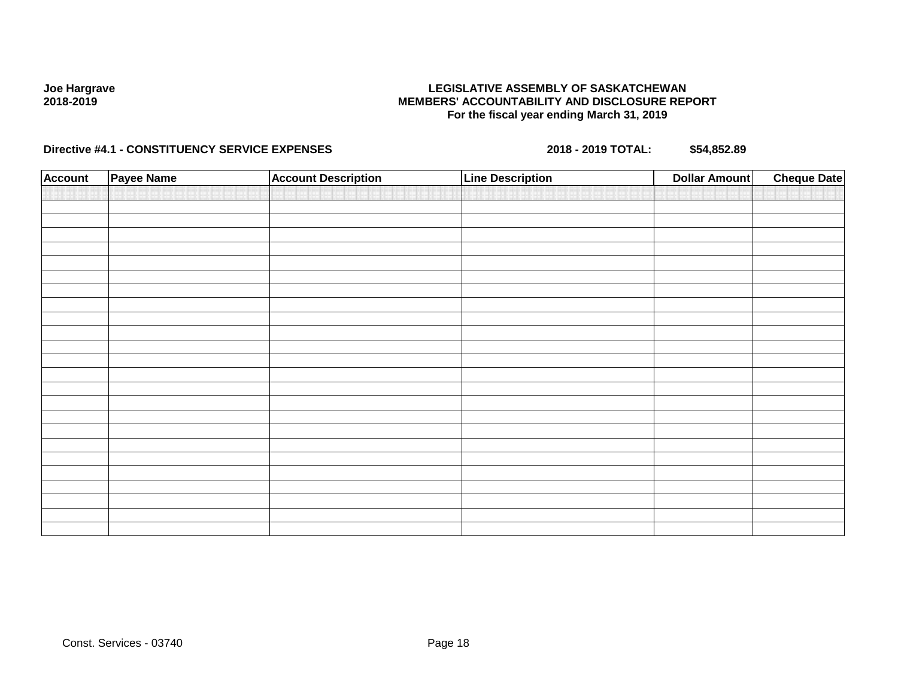Joe Hargrave
2018-2019

**LEGISLATIVE ASSEMBLY OF SASKATCHEWAN**
**MEMBERS' ACCOUNTABILITY AND DISCLOSURE REPORT**
**For the fiscal year ending March 31, 2019**

**Directive #4.1 - CONSTITUENCY SERVICE EXPENSES** **2018 - 2019 TOTAL: $54,852.89**

| Account | Payee Name | Account Description | Line Description | Dollar Amount | Cheque Date |
|---|---|---|---|---|---|
| | | | | | |

Const. Services - 03740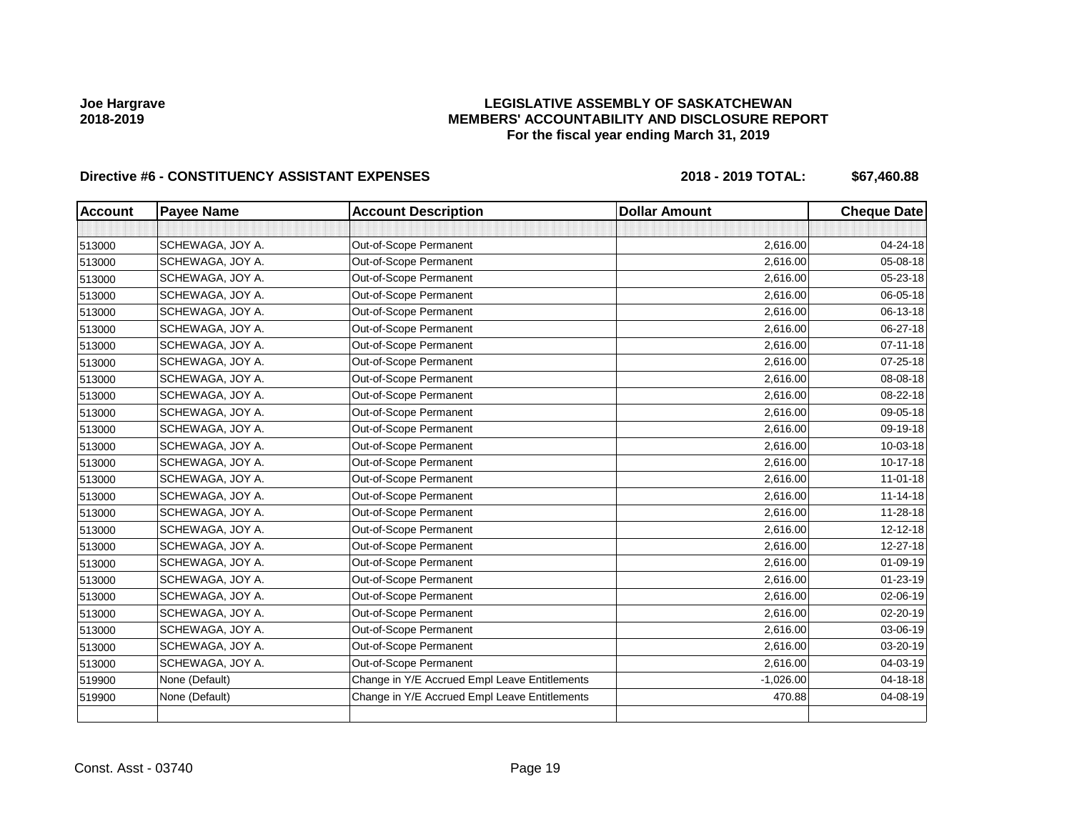**Joe Hargrave**
**2018-2019**

**LEGISLATIVE ASSEMBLY OF SASKATCHEWAN**
**MEMBERS' ACCOUNTABILITY AND DISCLOSURE REPORT**
**For the fiscal year ending March 31, 2019**

**Directive #6 - CONSTITUENCY ASSISTANT EXPENSES** **2018 - 2019 TOTAL: $67,460.88**

| Account | Payee Name | Account Description | Dollar Amount | Cheque Date |
|---|---|---|---|---|
| | | | | |
| 513000 | SCHEWAGA, JOY A. | Out-of-Scope Permanent | 2,616.00 | 04-24-18 |
| 513000 | SCHEWAGA, JOY A. | Out-of-Scope Permanent | 2,616.00 | 05-08-18 |
| 513000 | SCHEWAGA, JOY A. | Out-of-Scope Permanent | 2,616.00 | 05-23-18 |
| 513000 | SCHEWAGA, JOY A. | Out-of-Scope Permanent | 2,616.00 | 06-05-18 |
| 513000 | SCHEWAGA, JOY A. | Out-of-Scope Permanent | 2,616.00 | 06-13-18 |
| 513000 | SCHEWAGA, JOY A. | Out-of-Scope Permanent | 2,616.00 | 06-27-18 |
| 513000 | SCHEWAGA, JOY A. | Out-of-Scope Permanent | 2,616.00 | 07-11-18 |
| 513000 | SCHEWAGA, JOY A. | Out-of-Scope Permanent | 2,616.00 | 07-25-18 |
| 513000 | SCHEWAGA, JOY A. | Out-of-Scope Permanent | 2,616.00 | 08-08-18 |
| 513000 | SCHEWAGA, JOY A. | Out-of-Scope Permanent | 2,616.00 | 08-22-18 |
| 513000 | SCHEWAGA, JOY A. | Out-of-Scope Permanent | 2,616.00 | 09-05-18 |
| 513000 | SCHEWAGA, JOY A. | Out-of-Scope Permanent | 2,616.00 | 09-19-18 |
| 513000 | SCHEWAGA, JOY A. | Out-of-Scope Permanent | 2,616.00 | 10-03-18 |
| 513000 | SCHEWAGA, JOY A. | Out-of-Scope Permanent | 2,616.00 | 10-17-18 |
| 513000 | SCHEWAGA, JOY A. | Out-of-Scope Permanent | 2,616.00 | 11-01-18 |
| 513000 | SCHEWAGA, JOY A. | Out-of-Scope Permanent | 2,616.00 | 11-14-18 |
| 513000 | SCHEWAGA, JOY A. | Out-of-Scope Permanent | 2,616.00 | 11-28-18 |
| 513000 | SCHEWAGA, JOY A. | Out-of-Scope Permanent | 2,616.00 | 12-12-18 |
| 513000 | SCHEWAGA, JOY A. | Out-of-Scope Permanent | 2,616.00 | 12-27-18 |
| 513000 | SCHEWAGA, JOY A. | Out-of-Scope Permanent | 2,616.00 | 01-09-19 |
| 513000 | SCHEWAGA, JOY A. | Out-of-Scope Permanent | 2,616.00 | 01-23-19 |
| 513000 | SCHEWAGA, JOY A. | Out-of-Scope Permanent | 2,616.00 | 02-06-19 |
| 513000 | SCHEWAGA, JOY A. | Out-of-Scope Permanent | 2,616.00 | 02-20-19 |
| 513000 | SCHEWAGA, JOY A. | Out-of-Scope Permanent | 2,616.00 | 03-06-19 |
| 513000 | SCHEWAGA, JOY A. | Out-of-Scope Permanent | 2,616.00 | 03-20-19 |
| 513000 | SCHEWAGA, JOY A. | Out-of-Scope Permanent | 2,616.00 | 04-03-19 |
| 519900 | None (Default) | Change in Y/E Accrued Empl Leave Entitlements | -1,026.00 | 04-18-18 |
| 519900 | None (Default) | Change in Y/E Accrued Empl Leave Entitlements | 470.88 | 04-08-19 |
| | | | | |

Const. Asst - 03740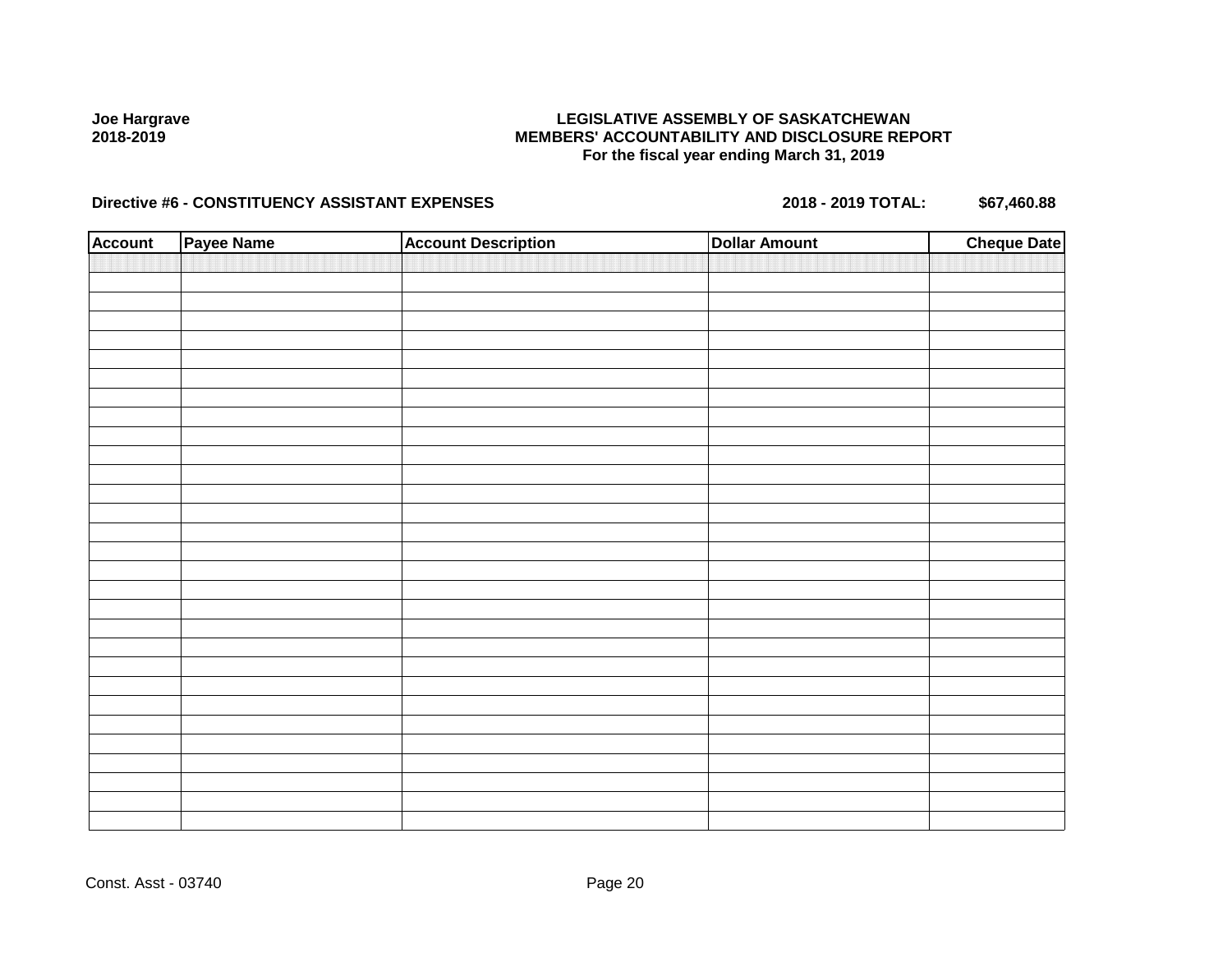Joe Hargrave
2018-2019

**LEGISLATIVE ASSEMBLY OF SASKATCHEWAN**
**MEMBERS' ACCOUNTABILITY AND DISCLOSURE REPORT**
**For the fiscal year ending March 31, 2019**

**Directive #6 - CONSTITUENCY ASSISTANT EXPENSES** **2018 - 2019 TOTAL: $67,460.88**

| Account | Payee Name | Account Description | Dollar Amount | Cheque Date |
| --- | --- | --- | --- | --- |
| | | | | |

Const. Asst - 03740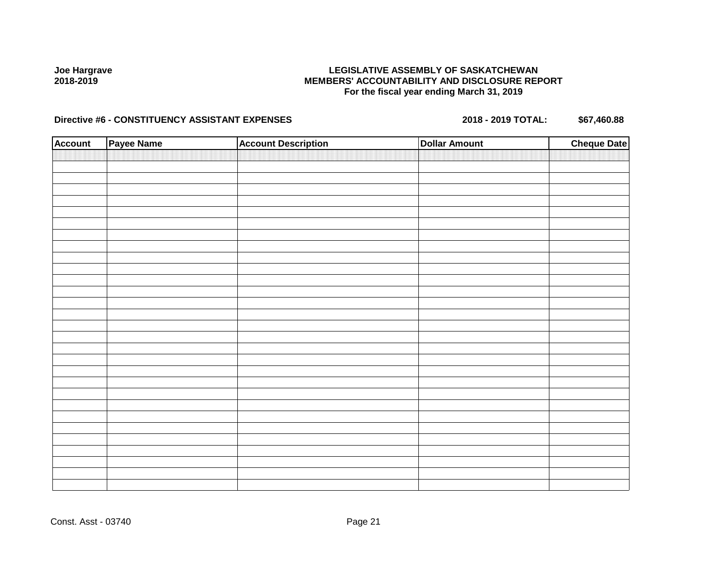**Joe Hargrave**
**2018-2019**

**LEGISLATIVE ASSEMBLY OF SASKATCHEWAN**
**MEMBERS' ACCOUNTABILITY AND DISCLOSURE REPORT**
**For the fiscal year ending March 31, 2019**

**Directive #6 - CONSTITUENCY ASSISTANT EXPENSES** **2018 - 2019 TOTAL: $67,460.88**

| Account | Payee Name | Account Description | Dollar Amount | Cheque Date |
|---|---|---|---|---|
| | | | | |

Const. Asst - 03740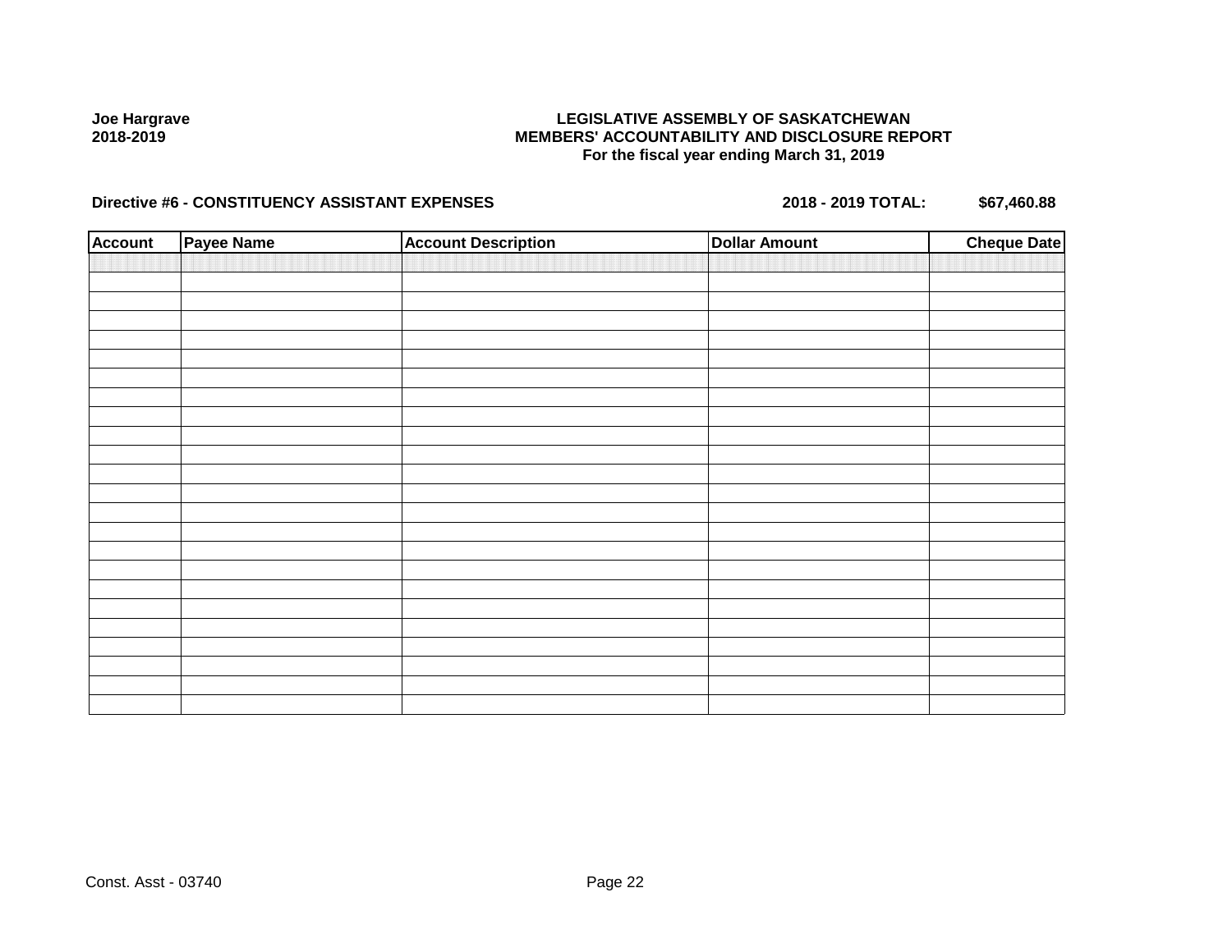Joe Hargrave
2018-2019

**LEGISLATIVE ASSEMBLY OF SASKATCHEWAN**
**MEMBERS' ACCOUNTABILITY AND DISCLOSURE REPORT**
**For the fiscal year ending March 31, 2019**

**Directive #6 - CONSTITUENCY ASSISTANT EXPENSES** **2018 - 2019 TOTAL: $67,460.88**

| Account | Payee Name | Account Description | Dollar Amount | Cheque Date |
|---|---|---|---|---|
| | | | | |

Const. Asst - 03740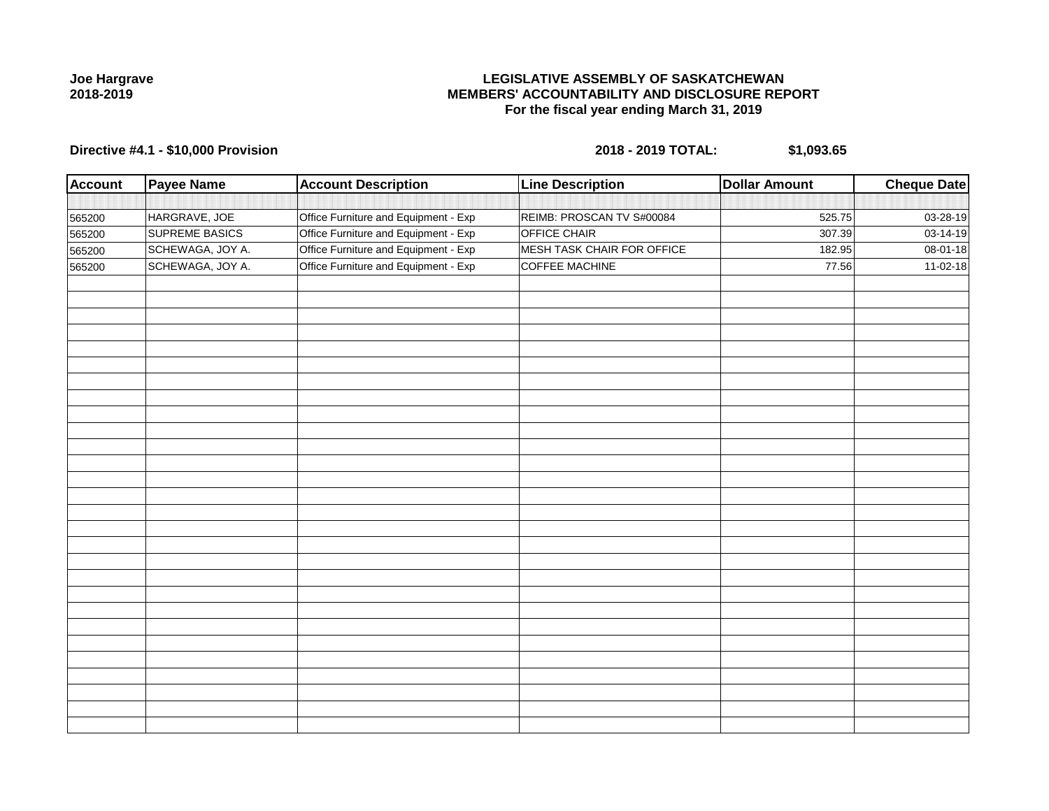**Joe Hargrave**
**2018-2019**

**LEGISLATIVE ASSEMBLY OF SASKATCHEWAN**
**MEMBERS' ACCOUNTABILITY AND DISCLOSURE REPORT**
**For the fiscal year ending March 31, 2019**

**Directive #4.1 - $10,000 Provision** **2018 - 2019 TOTAL:** **$1,093.65**

| Account | Payee Name | Account Description | Line Description | Dollar Amount | Cheque Date |
|---|---|---|---|---|---|
| 565200 | HARGRAVE, JOE | Office Furniture and Equipment - Exp | REIMB: PROSCAN TV S#00084 | 525.75 | 03-28-19 |
| 565200 | SUPREME BASICS | Office Furniture and Equipment - Exp | OFFICE CHAIR | 307.39 | 03-14-19 |
| 565200 | SCHEWAGA, JOY A. | Office Furniture and Equipment - Exp | MESH TASK CHAIR FOR OFFICE | 182.95 | 08-01-18 |
| 565200 | SCHEWAGA, JOY A. | Office Furniture and Equipment - Exp | COFFEE MACHINE | 77.56 | 11-02-18 |